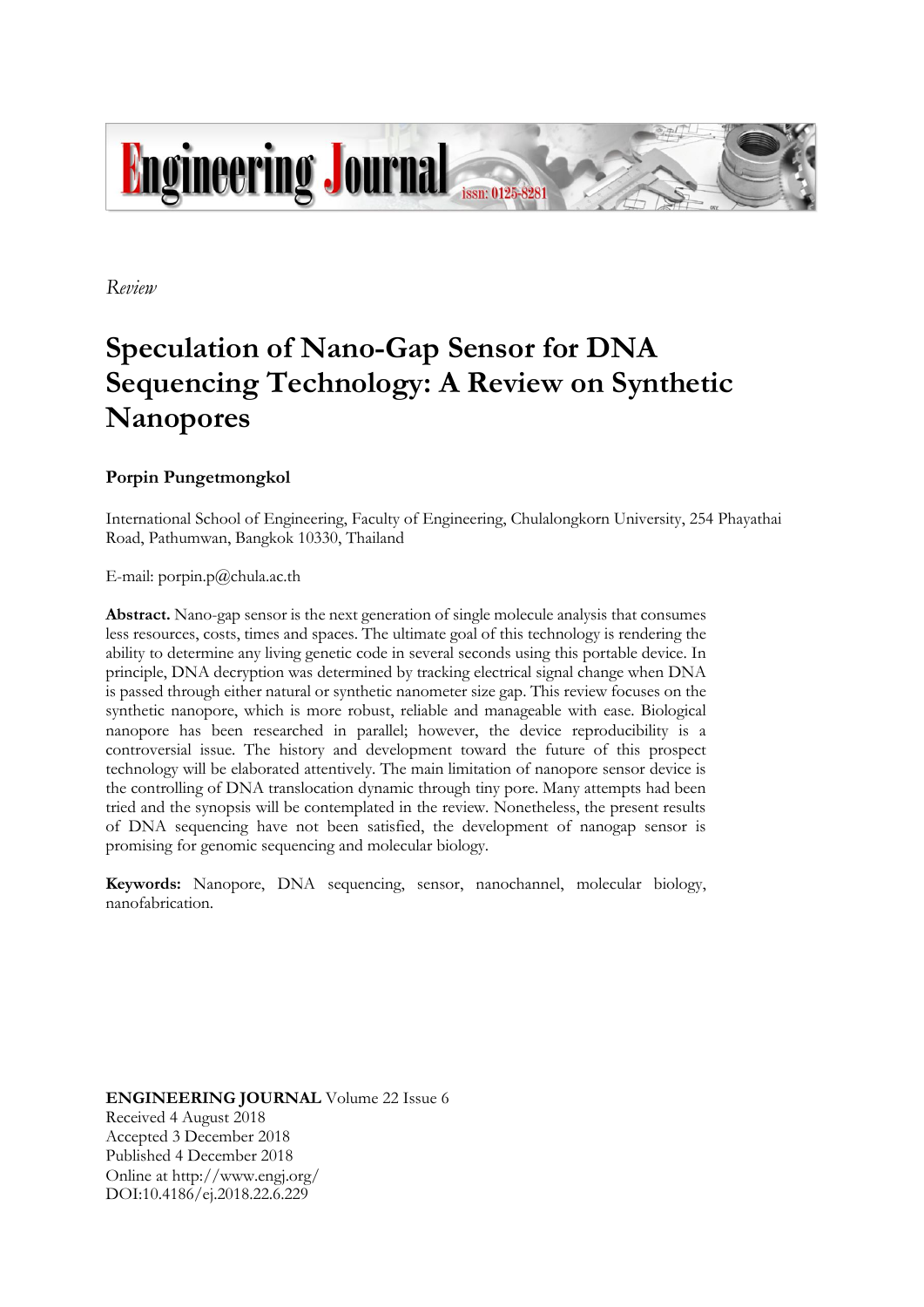*Review*

# Speculation of Nano-Gap Sensor for DNA Sequencing Technology: A Review on Synthetic Nanopores

**Porpin Pungetmongkol**

International School of Engineering, Faculty of Engineering, Chulalongkorn University, 254 Phayathai Road, Pathumwan, Bangkok 10330, Thailand

E-mail: porpin.p@chula.ac.th

**Abstract.** Nano-gap sensor is the next generation of single molecule analysis that consumes less resources, costs, times and spaces. The ultimate goal of this technology is rendering the ability to determine any living genetic code in several seconds using this portable device. In principle, DNA decryption was determined by tracking electrical signal change when DNA is passed through either natural or synthetic nanometer size gap. This review focuses on the synthetic nanopore, which is more robust, reliable and manageable with ease. Biological nanopore has been researched in parallel; however, the device reproducibility is a controversial issue. The history and development toward the future of this prospect technology will be elaborated attentively. The main limitation of nanopore sensor device is the controlling of DNA translocation dynamic through tiny pore. Many attempts had been tried and the synopsis will be contemplated in the review. Nonetheless, the present results of DNA sequencing have not been satisfied, the development of nanogap sensor is promising for genomic sequencing and molecular biology.

**Keywords:** Nanopore, DNA sequencing, sensor, nanochannel, molecular biology, nanofabrication.

**ENGINEERING JOURNAL** Volume 22 Issue 6
Received 4 August 2018
Accepted 3 December 2018
Published 4 December 2018
Online at http://www.engj.org/
DOI:10.4186/ej.2018.22.6.229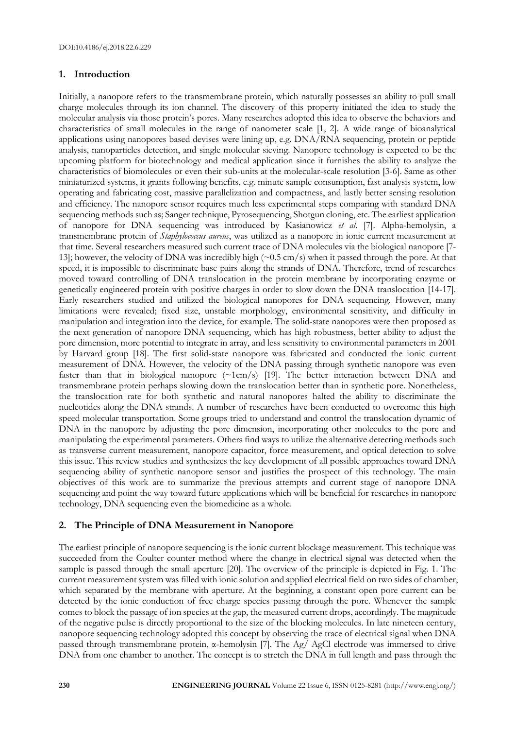DOI:10.4186/ej.2018.22.6.229

## 1. Introduction

Initially, a nanopore refers to the transmembrane protein, which naturally possesses an ability to pull small charge molecules through its ion channel. The discovery of this property initiated the idea to study the molecular analysis via those protein's pores. Many researches adopted this idea to observe the behaviors and characteristics of small molecules in the range of nanometer scale [1, 2]. A wide range of bioanalytical applications using nanopores based devises were lining up, e.g. DNA/RNA sequencing, protein or peptide analysis, nanoparticles detection, and single molecular sieving. Nanopore technology is expected to be the upcoming platform for biotechnology and medical application since it furnishes the ability to analyze the characteristics of biomolecules or even their sub-units at the molecular-scale resolution [3-6]. Same as other miniaturized systems, it grants following benefits, e.g. minute sample consumption, fast analysis system, low operating and fabricating cost, massive parallelization and compactness, and lastly better sensing resolution and efficiency. The nanopore sensor requires much less experimental steps comparing with standard DNA sequencing methods such as; Sanger technique, Pyrosequencing, Shotgun cloning, etc. The earliest application of nanopore for DNA sequencing was introduced by Kasianowicz *et al.* [7]. Alpha-hemolysin, a transmembrane protein of *Staphylococcus aureus*, was utilized as a nanopore in ionic current measurement at that time. Several researchers measured such current trace of DNA molecules via the biological nanopore [7-13]; however, the velocity of DNA was incredibly high (~0.5 cm/s) when it passed through the pore. At that speed, it is impossible to discriminate base pairs along the strands of DNA. Therefore, trend of researches moved toward controlling of DNA translocation in the protein membrane by incorporating enzyme or genetically engineered protein with positive charges in order to slow down the DNA translocation [14-17]. Early researchers studied and utilized the biological nanopores for DNA sequencing. However, many limitations were revealed; fixed size, unstable morphology, environmental sensitivity, and difficulty in manipulation and integration into the device, for example. The solid-state nanopores were then proposed as the next generation of nanopore DNA sequencing, which has high robustness, better ability to adjust the pore dimension, more potential to integrate in array, and less sensitivity to environmental parameters in 2001 by Harvard group [18]. The first solid-state nanopore was fabricated and conducted the ionic current measurement of DNA. However, the velocity of the DNA passing through synthetic nanopore was even faster than that in biological nanopore (~1cm/s) [19]. The better interaction between DNA and transmembrane protein perhaps slowing down the translocation better than in synthetic pore. Nonetheless, the translocation rate for both synthetic and natural nanopores halted the ability to discriminate the nucleotides along the DNA strands. A number of researches have been conducted to overcome this high speed molecular transportation. Some groups tried to understand and control the translocation dynamic of DNA in the nanopore by adjusting the pore dimension, incorporating other molecules to the pore and manipulating the experimental parameters. Others find ways to utilize the alternative detecting methods such as transverse current measurement, nanopore capacitor, force measurement, and optical detection to solve this issue. This review studies and synthesizes the key development of all possible approaches toward DNA sequencing ability of synthetic nanopore sensor and justifies the prospect of this technology. The main objectives of this work are to summarize the previous attempts and current stage of nanopore DNA sequencing and point the way toward future applications which will be beneficial for researches in nanopore technology, DNA sequencing even the biomedicine as a whole.

## 2. The Principle of DNA Measurement in Nanopore

The earliest principle of nanopore sequencing is the ionic current blockage measurement. This technique was succeeded from the Coulter counter method where the change in electrical signal was detected when the sample is passed through the small aperture [20]. The overview of the principle is depicted in Fig. 1. The current measurement system was filled with ionic solution and applied electrical field on two sides of chamber, which separated by the membrane with aperture. At the beginning, a constant open pore current can be detected by the ionic conduction of free charge species passing through the pore. Whenever the sample comes to block the passage of ion species at the gap, the measured current drops, accordingly. The magnitude of the negative pulse is directly proportional to the size of the blocking molecules. In late nineteen century, nanopore sequencing technology adopted this concept by observing the trace of electrical signal when DNA passed through transmembrane protein, α-hemolysin [7]. The Ag/ AgCl electrode was immersed to drive DNA from one chamber to another. The concept is to stretch the DNA in full length and pass through the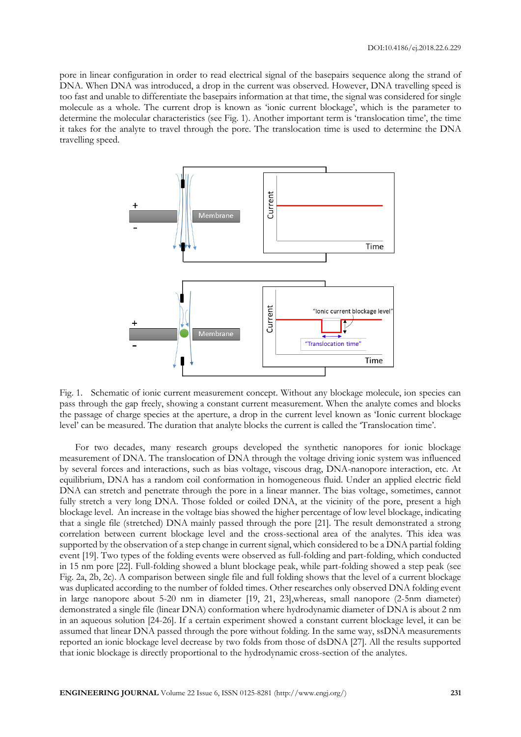pore in linear configuration in order to read electrical signal of the basepairs sequence along the strand of DNA. When DNA was introduced, a drop in the current was observed. However, DNA travelling speed is too fast and unable to differentiate the basepairs information at that time, the signal was considered for single molecule as a whole. The current drop is known as 'ionic current blockage', which is the parameter to determine the molecular characteristics (see Fig. 1). Another important term is 'translocation time', the time it takes for the analyte to travel through the pore. The translocation time is used to determine the DNA travelling speed.

Fig. 1. Schematic of ionic current measurement concept. Without any blockage molecule, ion species can pass through the gap freely, showing a constant current measurement. When the analyte comes and blocks the passage of charge species at the aperture, a drop in the current level known as 'Ionic current blockage level' can be measured. The duration that analyte blocks the current is called the 'Translocation time'.

For two decades, many research groups developed the synthetic nanopores for ionic blockage measurement of DNA. The translocation of DNA through the voltage driving ionic system was influenced by several forces and interactions, such as bias voltage, viscous drag, DNA-nanopore interaction, etc. At equilibrium, DNA has a random coil conformation in homogeneous fluid. Under an applied electric field DNA can stretch and penetrate through the pore in a linear manner. The bias voltage, sometimes, cannot fully stretch a very long DNA. Those folded or coiled DNA, at the vicinity of the pore, present a high blockage level. An increase in the voltage bias showed the higher percentage of low level blockage, indicating that a single file (stretched) DNA mainly passed through the pore [21]. The result demonstrated a strong correlation between current blockage level and the cross-sectional area of the analytes. This idea was supported by the observation of a step change in current signal, which considered to be a DNA partial folding event [19]. Two types of the folding events were observed as full-folding and part-folding, which conducted in 15 nm pore [22]. Full-folding showed a blunt blockage peak, while part-folding showed a step peak (see Fig. 2a, 2b, 2c). A comparison between single file and full folding shows that the level of a current blockage was duplicated according to the number of folded times. Other researches only observed DNA folding event in large nanopore about 5-20 nm in diameter [19, 21, 23],whereas, small nanopore (2-5nm diameter) demonstrated a single file (linear DNA) conformation where hydrodynamic diameter of DNA is about 2 nm in an aqueous solution [24-26]. If a certain experiment showed a constant current blockage level, it can be assumed that linear DNA passed through the pore without folding. In the same way, ssDNA measurements reported an ionic blockage level decrease by two folds from those of dsDNA [27]. All the results supported that ionic blockage is directly proportional to the hydrodynamic cross-section of the analytes.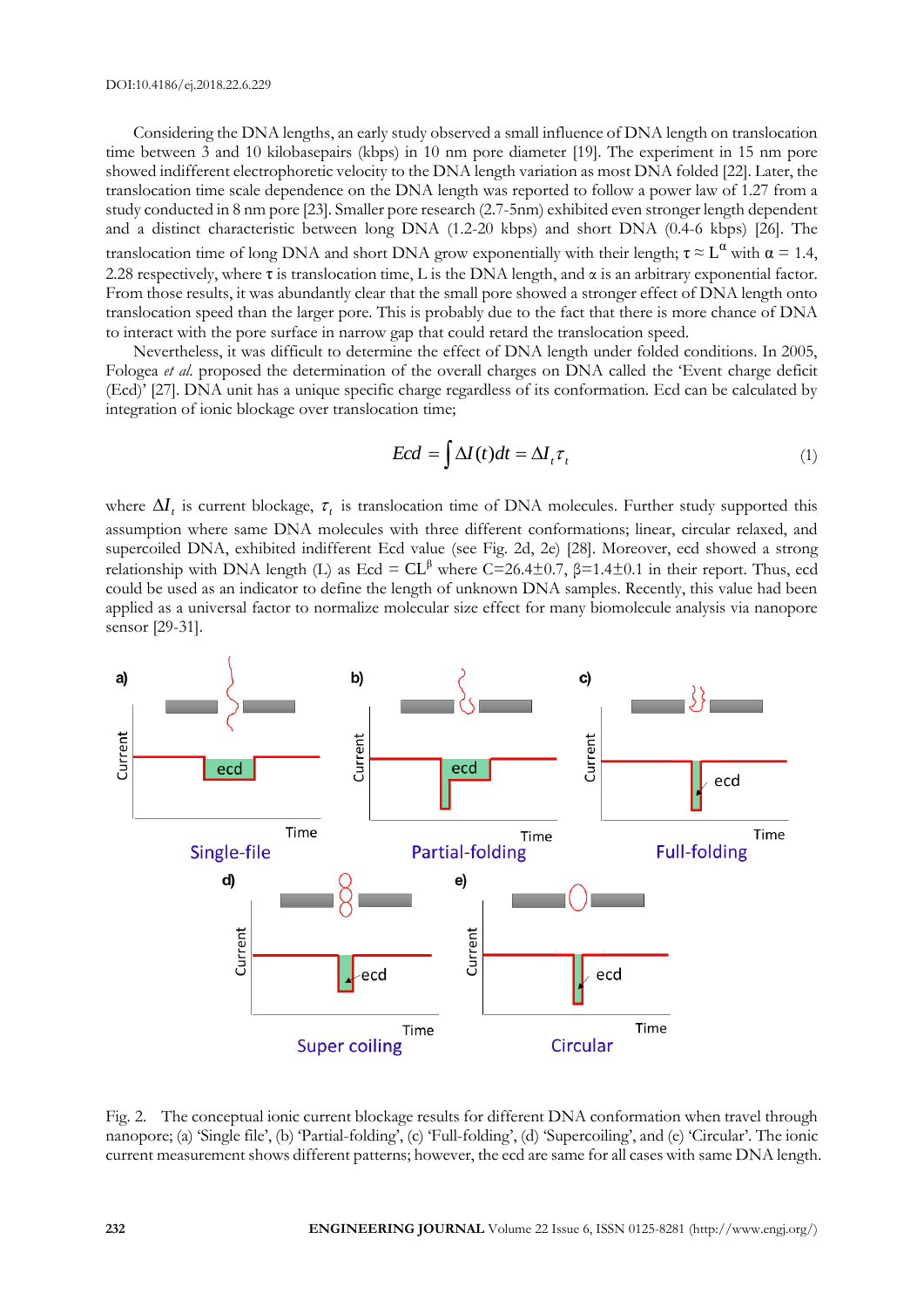Considering the DNA lengths, an early study observed a small influence of DNA length on translocation time between 3 and 10 kilobasepairs (kbps) in 10 nm pore diameter [19]. The experiment in 15 nm pore showed indifferent electrophoretic velocity to the DNA length variation as most DNA folded [22]. Later, the translocation time scale dependence on the DNA length was reported to follow a power law of 1.27 from a study conducted in 8 nm pore [23]. Smaller pore research (2.7-5nm) exhibited even stronger length dependent and a distinct characteristic between long DNA (1.2-20 kbps) and short DNA (0.4-6 kbps) [26]. The translocation time of long DNA and short DNA grow exponentially with their length; $\tau \approx L^{\alpha}$ with $\alpha$ = 1.4, 2.28 respectively, where $\tau$ is translocation time, L is the DNA length, and $\alpha$ is an arbitrary exponential factor. From those results, it was abundantly clear that the small pore showed a stronger effect of DNA length onto translocation speed than the larger pore. This is probably due to the fact that there is more chance of DNA to interact with the pore surface in narrow gap that could retard the translocation speed.

Nevertheless, it was difficult to determine the effect of DNA length under folded conditions. In 2005, Fologea *et al.* proposed the determination of the overall charges on DNA called the 'Event charge deficit (Ecd)' [27]. DNA unit has a unique specific charge regardless of its conformation. Ecd can be calculated by integration of ionic blockage over translocation time;

$$Ecd = \int \Delta I(t)dt = \Delta I_t \tau_t \tag{1}$$

where $\Delta I_t$ is current blockage, $\tau_t$ is translocation time of DNA molecules. Further study supported this assumption where same DNA molecules with three different conformations; linear, circular relaxed, and supercoiled DNA, exhibited indifferent Ecd value (see Fig. 2d, 2e) [28]. Moreover, ecd showed a strong relationship with DNA length (L) as Ecd = $CL^{\beta}$ where C=26.4±0.7, $\beta$=1.4±0.1 in their report. Thus, ecd could be used as an indicator to define the length of unknown DNA samples. Recently, this value had been applied as a universal factor to normalize molecular size effect for many biomolecule analysis via nanopore sensor [29-31].

Fig. 2. The conceptual ionic current blockage results for different DNA conformation when travel through nanopore; (a) 'Single file', (b) 'Partial-folding', (c) 'Full-folding', (d) 'Supercoiling', and (e) 'Circular'. The ionic current measurement shows different patterns; however, the ecd are same for all cases with same DNA length.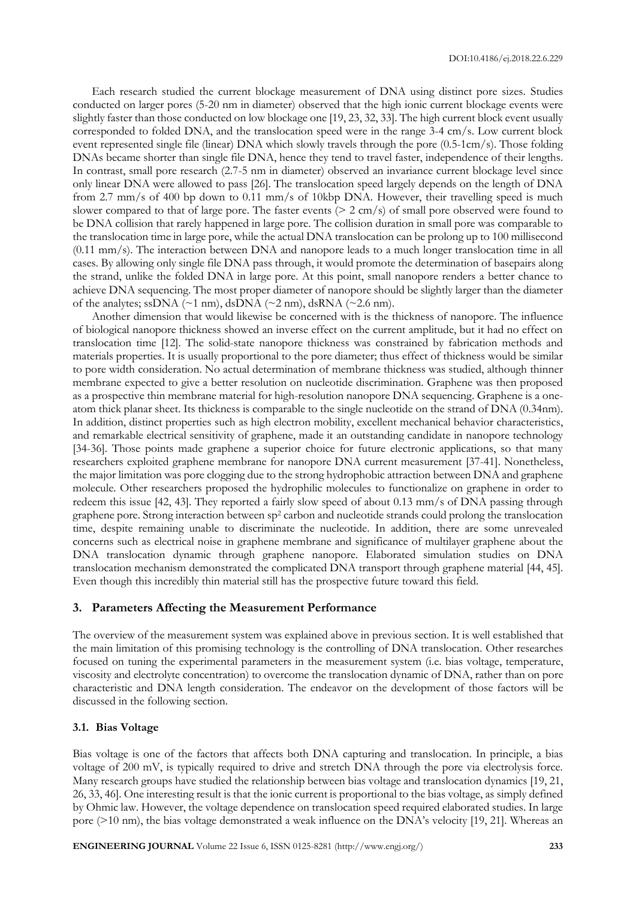Each research studied the current blockage measurement of DNA using distinct pore sizes. Studies conducted on larger pores (5-20 nm in diameter) observed that the high ionic current blockage events were slightly faster than those conducted on low blockage one [19, 23, 32, 33]. The high current block event usually corresponded to folded DNA, and the translocation speed were in the range 3-4 cm/s. Low current block event represented single file (linear) DNA which slowly travels through the pore (0.5-1cm/s). Those folding DNAs became shorter than single file DNA, hence they tend to travel faster, independence of their lengths. In contrast, small pore research (2.7-5 nm in diameter) observed an invariance current blockage level since only linear DNA were allowed to pass [26]. The translocation speed largely depends on the length of DNA from 2.7 mm/s of 400 bp down to 0.11 mm/s of 10kbp DNA. However, their travelling speed is much slower compared to that of large pore. The faster events (> 2 cm/s) of small pore observed were found to be DNA collision that rarely happened in large pore. The collision duration in small pore was comparable to the translocation time in large pore, while the actual DNA translocation can be prolong up to 100 millisecond (0.11 mm/s). The interaction between DNA and nanopore leads to a much longer translocation time in all cases. By allowing only single file DNA pass through, it would promote the determination of basepairs along the strand, unlike the folded DNA in large pore. At this point, small nanopore renders a better chance to achieve DNA sequencing. The most proper diameter of nanopore should be slightly larger than the diameter of the analytes; ssDNA (~1 nm), dsDNA (~2 nm), dsRNA (~2.6 nm).

Another dimension that would likewise be concerned with is the thickness of nanopore. The influence of biological nanopore thickness showed an inverse effect on the current amplitude, but it had no effect on translocation time [12]. The solid-state nanopore thickness was constrained by fabrication methods and materials properties. It is usually proportional to the pore diameter; thus effect of thickness would be similar to pore width consideration. No actual determination of membrane thickness was studied, although thinner membrane expected to give a better resolution on nucleotide discrimination. Graphene was then proposed as a prospective thin membrane material for high-resolution nanopore DNA sequencing. Graphene is a one-atom thick planar sheet. Its thickness is comparable to the single nucleotide on the strand of DNA (0.34nm). In addition, distinct properties such as high electron mobility, excellent mechanical behavior characteristics, and remarkable electrical sensitivity of graphene, made it an outstanding candidate in nanopore technology [34-36]. Those points made graphene a superior choice for future electronic applications, so that many researchers exploited graphene membrane for nanopore DNA current measurement [37-41]. Nonetheless, the major limitation was pore clogging due to the strong hydrophobic attraction between DNA and graphene molecule. Other researchers proposed the hydrophilic molecules to functionalize on graphene in order to redeem this issue [42, 43]. They reported a fairly slow speed of about 0.13 mm/s of DNA passing through graphene pore. Strong interaction between $sp^2$ carbon and nucleotide strands could prolong the translocation time, despite remaining unable to discriminate the nucleotide. In addition, there are some unrevealed concerns such as electrical noise in graphene membrane and significance of multilayer graphene about the DNA translocation dynamic through graphene nanopore. Elaborated simulation studies on DNA translocation mechanism demonstrated the complicated DNA transport through graphene material [44, 45]. Even though this incredibly thin material still has the prospective future toward this field.

## 3. Parameters Affecting the Measurement Performance

The overview of the measurement system was explained above in previous section. It is well established that the main limitation of this promising technology is the controlling of DNA translocation. Other researches focused on tuning the experimental parameters in the measurement system (i.e. bias voltage, temperature, viscosity and electrolyte concentration) to overcome the translocation dynamic of DNA, rather than on pore characteristic and DNA length consideration. The endeavor on the development of those factors will be discussed in the following section.

### 3.1. Bias Voltage

Bias voltage is one of the factors that affects both DNA capturing and translocation. In principle, a bias voltage of 200 mV, is typically required to drive and stretch DNA through the pore via electrolysis force. Many research groups have studied the relationship between bias voltage and translocation dynamics [19, 21, 26, 33, 46]. One interesting result is that the ionic current is proportional to the bias voltage, as simply defined by Ohmic law. However, the voltage dependence on translocation speed required elaborated studies. In large pore (>10 nm), the bias voltage demonstrated a weak influence on the DNA's velocity [19, 21]. Whereas an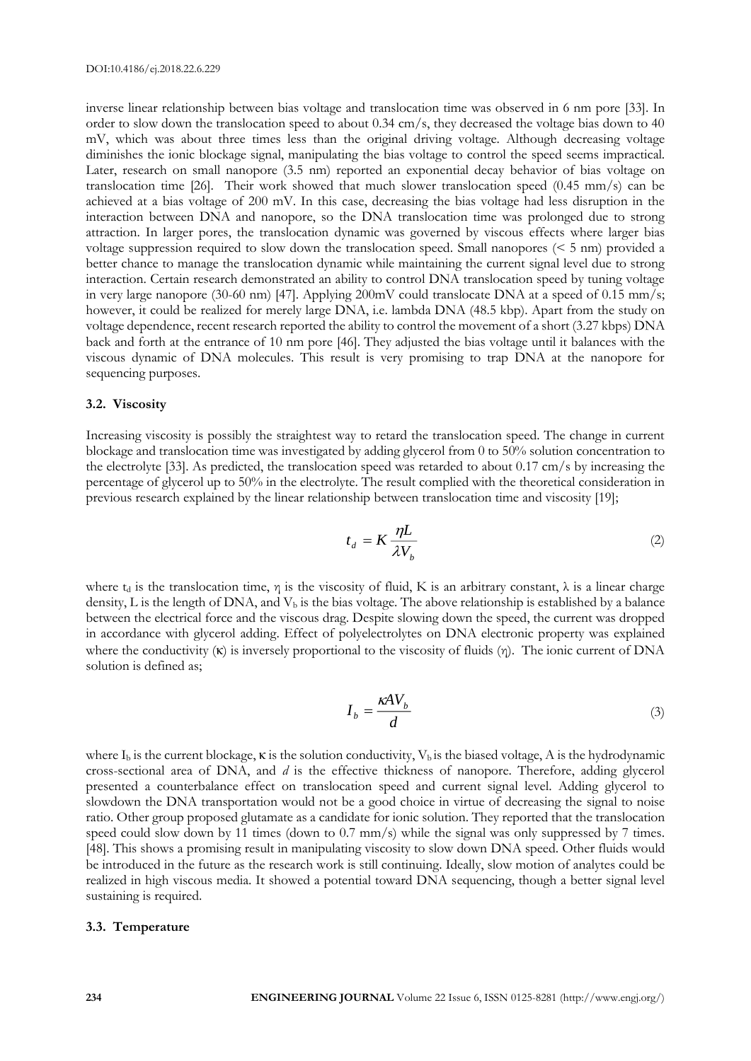inverse linear relationship between bias voltage and translocation time was observed in 6 nm pore [33]. In order to slow down the translocation speed to about 0.34 cm/s, they decreased the voltage bias down to 40 mV, which was about three times less than the original driving voltage. Although decreasing voltage diminishes the ionic blockage signal, manipulating the bias voltage to control the speed seems impractical. Later, research on small nanopore (3.5 nm) reported an exponential decay behavior of bias voltage on translocation time [26]. Their work showed that much slower translocation speed (0.45 mm/s) can be achieved at a bias voltage of 200 mV. In this case, decreasing the bias voltage had less disruption in the interaction between DNA and nanopore, so the DNA translocation time was prolonged due to strong attraction. In larger pores, the translocation dynamic was governed by viscous effects where larger bias voltage suppression required to slow down the translocation speed. Small nanopores (< 5 nm) provided a better chance to manage the translocation dynamic while maintaining the current signal level due to strong interaction. Certain research demonstrated an ability to control DNA translocation speed by tuning voltage in very large nanopore (30-60 nm) [47]. Applying 200mV could translocate DNA at a speed of 0.15 mm/s; however, it could be realized for merely large DNA, i.e. lambda DNA (48.5 kbp). Apart from the study on voltage dependence, recent research reported the ability to control the movement of a short (3.27 kbps) DNA back and forth at the entrance of 10 nm pore [46]. They adjusted the bias voltage until it balances with the viscous dynamic of DNA molecules. This result is very promising to trap DNA at the nanopore for sequencing purposes.

### 3.2. Viscosity

Increasing viscosity is possibly the straightest way to retard the translocation speed. The change in current blockage and translocation time was investigated by adding glycerol from 0 to 50% solution concentration to the electrolyte [33]. As predicted, the translocation speed was retarded to about 0.17 cm/s by increasing the percentage of glycerol up to 50% in the electrolyte. The result complied with the theoretical consideration in previous research explained by the linear relationship between translocation time and viscosity [19];

$$t_d = K\frac{\eta L}{\lambda V_b} \tag{2}$$

where $t_d$ is the translocation time, $\eta$ is the viscosity of fluid, K is an arbitrary constant, $\lambda$ is a linear charge density, L is the length of DNA, and $V_b$ is the bias voltage. The above relationship is established by a balance between the electrical force and the viscous drag. Despite slowing down the speed, the current was dropped in accordance with glycerol adding. Effect of polyelectrolytes on DNA electronic property was explained where the conductivity ($\kappa$) is inversely proportional to the viscosity of fluids ($\eta$). The ionic current of DNA solution is defined as;

$$I_b = \frac{\kappa A V_b}{d} \tag{3}$$

where $I_b$ is the current blockage, $\kappa$ is the solution conductivity, $V_b$ is the biased voltage, A is the hydrodynamic cross-sectional area of DNA, and *d* is the effective thickness of nanopore. Therefore, adding glycerol presented a counterbalance effect on translocation speed and current signal level. Adding glycerol to slowdown the DNA transportation would not be a good choice in virtue of decreasing the signal to noise ratio. Other group proposed glutamate as a candidate for ionic solution. They reported that the translocation speed could slow down by 11 times (down to 0.7 mm/s) while the signal was only suppressed by 7 times. [48]. This shows a promising result in manipulating viscosity to slow down DNA speed. Other fluids would be introduced in the future as the research work is still continuing. Ideally, slow motion of analytes could be realized in high viscous media. It showed a potential toward DNA sequencing, though a better signal level sustaining is required.

### 3.3. Temperature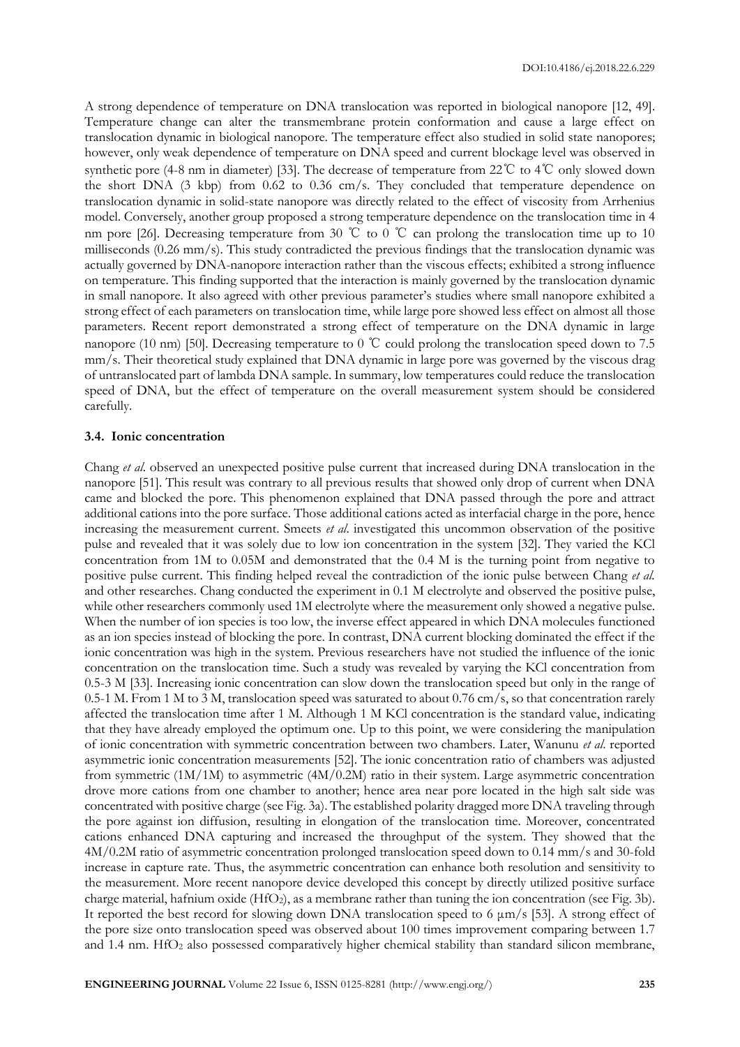A strong dependence of temperature on DNA translocation was reported in biological nanopore [12, 49]. Temperature change can alter the transmembrane protein conformation and cause a large effect on translocation dynamic in biological nanopore. The temperature effect also studied in solid state nanopores; however, only weak dependence of temperature on DNA speed and current blockage level was observed in synthetic pore (4-8 nm in diameter) [33]. The decrease of temperature from 22℃ to 4℃ only slowed down the short DNA (3 kbp) from 0.62 to 0.36 cm/s. They concluded that temperature dependence on translocation dynamic in solid-state nanopore was directly related to the effect of viscosity from Arrhenius model. Conversely, another group proposed a strong temperature dependence on the translocation time in 4 nm pore [26]. Decreasing temperature from 30 ℃ to 0 ℃ can prolong the translocation time up to 10 milliseconds (0.26 mm/s). This study contradicted the previous findings that the translocation dynamic was actually governed by DNA-nanopore interaction rather than the viscous effects; exhibited a strong influence on temperature. This finding supported that the interaction is mainly governed by the translocation dynamic in small nanopore. It also agreed with other previous parameter's studies where small nanopore exhibited a strong effect of each parameters on translocation time, while large pore showed less effect on almost all those parameters. Recent report demonstrated a strong effect of temperature on the DNA dynamic in large nanopore (10 nm) [50]. Decreasing temperature to 0 ℃ could prolong the translocation speed down to 7.5 mm/s. Their theoretical study explained that DNA dynamic in large pore was governed by the viscous drag of untranslocated part of lambda DNA sample. In summary, low temperatures could reduce the translocation speed of DNA, but the effect of temperature on the overall measurement system should be considered carefully.

### 3.4. Ionic concentration

Chang *et al*. observed an unexpected positive pulse current that increased during DNA translocation in the nanopore [51]. This result was contrary to all previous results that showed only drop of current when DNA came and blocked the pore. This phenomenon explained that DNA passed through the pore and attract additional cations into the pore surface. Those additional cations acted as interfacial charge in the pore, hence increasing the measurement current. Smeets *et al*. investigated this uncommon observation of the positive pulse and revealed that it was solely due to low ion concentration in the system [32]. They varied the KCl concentration from 1M to 0.05M and demonstrated that the 0.4 M is the turning point from negative to positive pulse current. This finding helped reveal the contradiction of the ionic pulse between Chang *et al.* and other researches. Chang conducted the experiment in 0.1 M electrolyte and observed the positive pulse, while other researchers commonly used 1M electrolyte where the measurement only showed a negative pulse. When the number of ion species is too low, the inverse effect appeared in which DNA molecules functioned as an ion species instead of blocking the pore. In contrast, DNA current blocking dominated the effect if the ionic concentration was high in the system. Previous researchers have not studied the influence of the ionic concentration on the translocation time. Such a study was revealed by varying the KCl concentration from 0.5-3 M [33]. Increasing ionic concentration can slow down the translocation speed but only in the range of 0.5-1 M. From 1 M to 3 M, translocation speed was saturated to about 0.76 cm/s, so that concentration rarely affected the translocation time after 1 M. Although 1 M KCl concentration is the standard value, indicating that they have already employed the optimum one. Up to this point, we were considering the manipulation of ionic concentration with symmetric concentration between two chambers. Later, Wanunu *et al*. reported asymmetric ionic concentration measurements [52]. The ionic concentration ratio of chambers was adjusted from symmetric (1M/1M) to asymmetric (4M/0.2M) ratio in their system. Large asymmetric concentration drove more cations from one chamber to another; hence area near pore located in the high salt side was concentrated with positive charge (see Fig. 3a). The established polarity dragged more DNA traveling through the pore against ion diffusion, resulting in elongation of the translocation time. Moreover, concentrated cations enhanced DNA capturing and increased the throughput of the system. They showed that the 4M/0.2M ratio of asymmetric concentration prolonged translocation speed down to 0.14 mm/s and 30-fold increase in capture rate. Thus, the asymmetric concentration can enhance both resolution and sensitivity to the measurement. More recent nanopore device developed this concept by directly utilized positive surface charge material, hafnium oxide ($HfO_2$), as a membrane rather than tuning the ion concentration (see Fig. 3b). It reported the best record for slowing down DNA translocation speed to 6 μm/s [53]. A strong effect of the pore size onto translocation speed was observed about 100 times improvement comparing between 1.7 and 1.4 nm. $HfO_2$ also possessed comparatively higher chemical stability than standard silicon membrane,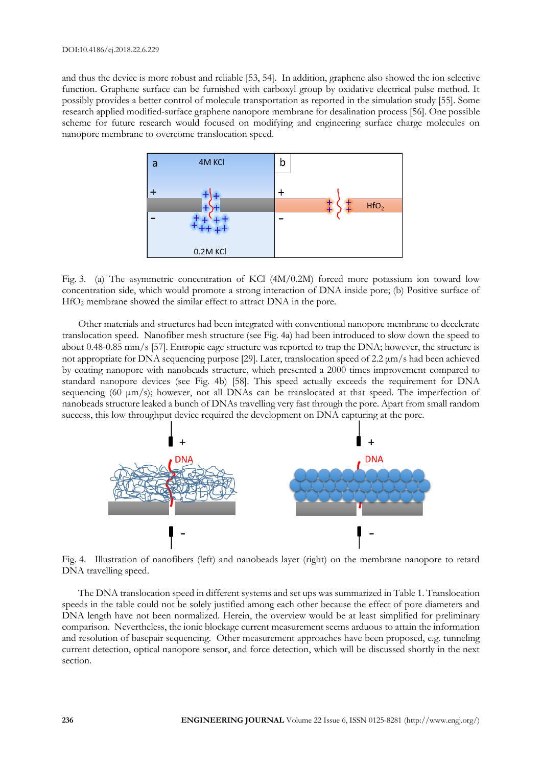and thus the device is more robust and reliable [53, 54]. In addition, graphene also showed the ion selective function. Graphene surface can be furnished with carboxyl group by oxidative electrical pulse method. It possibly provides a better control of molecule transportation as reported in the simulation study [55]. Some research applied modified-surface graphene nanopore membrane for desalination process [56]. One possible scheme for future research would focused on modifying and engineering surface charge molecules on nanopore membrane to overcome translocation speed.

Fig. 3. (a) The asymmetric concentration of KCl (4M/0.2M) forced more potassium ion toward low concentration side, which would promote a strong interaction of DNA inside pore; (b) Positive surface of $HfO_2$ membrane showed the similar effect to attract DNA in the pore.

Other materials and structures had been integrated with conventional nanopore membrane to decelerate translocation speed. Nanofiber mesh structure (see Fig. 4a) had been introduced to slow down the speed to about 0.48-0.85 mm/s [57]. Entropic cage structure was reported to trap the DNA; however, the structure is not appropriate for DNA sequencing purpose [29]. Later, translocation speed of 2.2 μm/s had been achieved by coating nanopore with nanobeads structure, which presented a 2000 times improvement compared to standard nanopore devices (see Fig. 4b) [58]. This speed actually exceeds the requirement for DNA sequencing (60 μm/s); however, not all DNAs can be translocated at that speed. The imperfection of nanobeads structure leaked a bunch of DNAs travelling very fast through the pore. Apart from small random success, this low throughput device required the development on DNA capturing at the pore.

Fig. 4. Illustration of nanofibers (left) and nanobeads layer (right) on the membrane nanopore to retard DNA travelling speed.

The DNA translocation speed in different systems and set ups was summarized in Table 1. Translocation speeds in the table could not be solely justified among each other because the effect of pore diameters and DNA length have not been normalized. Herein, the overview would be at least simplified for preliminary comparison. Nevertheless, the ionic blockage current measurement seems arduous to attain the information and resolution of basepair sequencing. Other measurement approaches have been proposed, e.g. tunneling current detection, optical nanopore sensor, and force detection, which will be discussed shortly in the next section.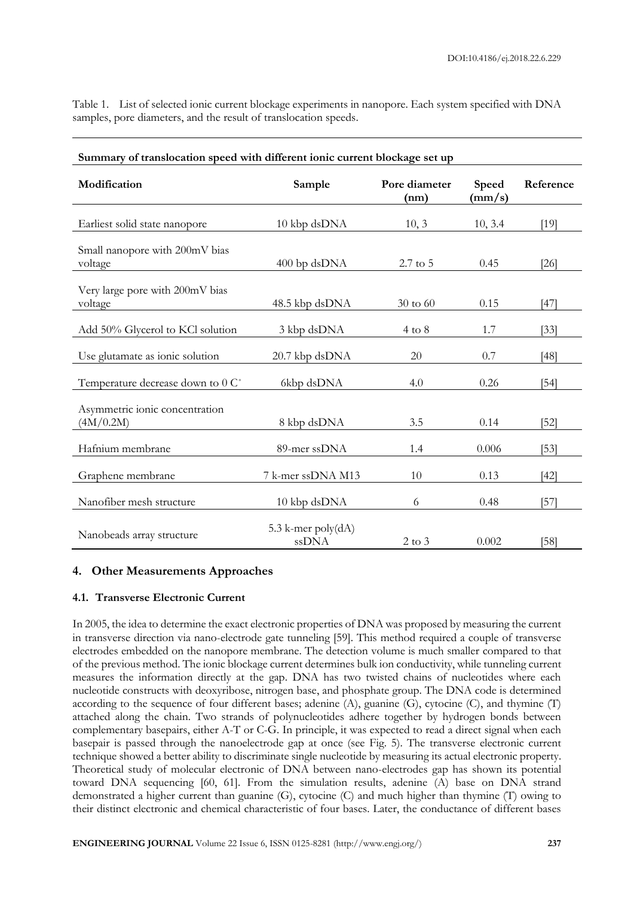Table 1. List of selected ionic current blockage experiments in nanopore. Each system specified with DNA samples, pore diameters, and the result of translocation speeds.

**Summary of translocation speed with different ionic current blockage set up**

| Modification | Sample | Pore diameter (nm) | Speed (mm/s) | Reference |
|---|---|---|---|---|
| Earliest solid state nanopore | 10 kbp dsDNA | 10, 3 | 10, 3.4 | [19] |
| Small nanopore with 200mV bias voltage | 400 bp dsDNA | 2.7 to 5 | 0.45 | [26] |
| Very large pore with 200mV bias voltage | 48.5 kbp dsDNA | 30 to 60 | 0.15 | [47] |
| Add 50% Glycerol to KCl solution | 3 kbp dsDNA | 4 to 8 | 1.7 | [33] |
| Use glutamate as ionic solution | 20.7 kbp dsDNA | 20 | 0.7 | [48] |
| Temperature decrease down to 0 C° | 6kbp dsDNA | 4.0 | 0.26 | [54] |
| Asymmetric ionic concentration (4M/0.2M) | 8 kbp dsDNA | 3.5 | 0.14 | [52] |
| Hafnium membrane | 89-mer ssDNA | 1.4 | 0.006 | [53] |
| Graphene membrane | 7 k-mer ssDNA M13 | 10 | 0.13 | [42] |
| Nanofiber mesh structure | 10 kbp dsDNA | 6 | 0.48 | [57] |
| Nanobeads array structure | 5.3 k-mer poly(dA) ssDNA | 2 to 3 | 0.002 | [58] |

## 4. Other Measurements Approaches

### 4.1. Transverse Electronic Current

In 2005, the idea to determine the exact electronic properties of DNA was proposed by measuring the current in transverse direction via nano-electrode gate tunneling [59]. This method required a couple of transverse electrodes embedded on the nanopore membrane. The detection volume is much smaller compared to that of the previous method. The ionic blockage current determines bulk ion conductivity, while tunneling current measures the information directly at the gap. DNA has two twisted chains of nucleotides where each nucleotide constructs with deoxyribose, nitrogen base, and phosphate group. The DNA code is determined according to the sequence of four different bases; adenine (A), guanine (G), cytocine (C), and thymine (T) attached along the chain. Two strands of polynucleotides adhere together by hydrogen bonds between complementary basepairs, either A-T or C-G. In principle, it was expected to read a direct signal when each basepair is passed through the nanoelectrode gap at once (see Fig. 5). The transverse electronic current technique showed a better ability to discriminate single nucleotide by measuring its actual electronic property. Theoretical study of molecular electronic of DNA between nano-electrodes gap has shown its potential toward DNA sequencing [60, 61]. From the simulation results, adenine (A) base on DNA strand demonstrated a higher current than guanine (G), cytocine (C) and much higher than thymine (T) owing to their distinct electronic and chemical characteristic of four bases. Later, the conductance of different bases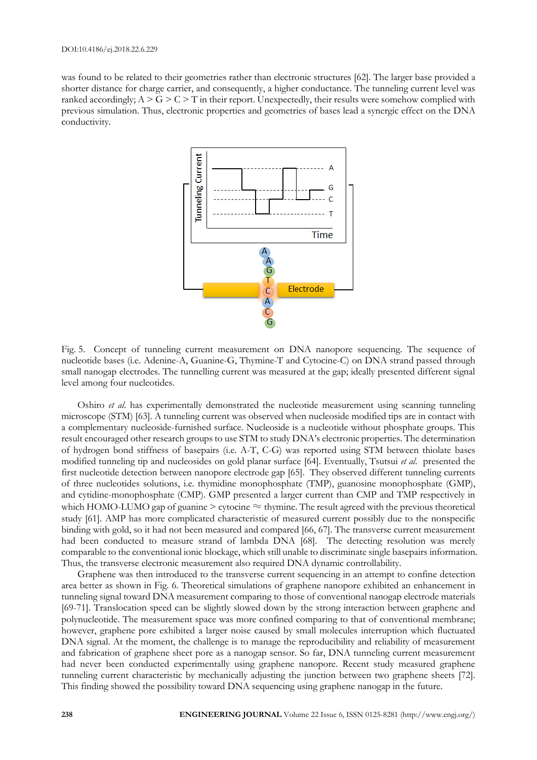was found to be related to their geometries rather than electronic structures [62]. The larger base provided a shorter distance for charge carrier, and consequently, a higher conductance. The tunneling current level was ranked accordingly; A > G > C > T in their report. Unexpectedly, their results were somehow complied with previous simulation. Thus, electronic properties and geometries of bases lead a synergic effect on the DNA conductivity.

Fig. 5. Concept of tunneling current measurement on DNA nanopore sequencing. The sequence of nucleotide bases (i.e. Adenine-A, Guanine-G, Thymine-T and Cytocine-C) on DNA strand passed through small nanogap electrodes. The tunnelling current was measured at the gap; ideally presented different signal level among four nucleotides.

Oshiro *et al.* has experimentally demonstrated the nucleotide measurement using scanning tunneling microscope (STM) [63]. A tunneling current was observed when nucleoside modified tips are in contact with a complementary nucleoside-furnished surface. Nucleoside is a nucleotide without phosphate groups. This result encouraged other research groups to use STM to study DNA's electronic properties. The determination of hydrogen bond stiffness of basepairs (i.e. A-T, C-G) was reported using STM between thiolate bases modified tunneling tip and nucleosides on gold planar surface [64]. Eventually, Tsutsui *et al.* presented the first nucleotide detection between nanopore electrode gap [65]. They observed different tunneling currents of three nucleotides solutions, i.e. thymidine monophosphate (TMP), guanosine monophosphate (GMP), and cytidine-monophosphate (CMP). GMP presented a larger current than CMP and TMP respectively in which HOMO-LUMO gap of guanine > cytocine ≈ thymine. The result agreed with the previous theoretical study [61]. AMP has more complicated characteristic of measured current possibly due to the nonspecific binding with gold, so it had not been measured and compared [66, 67]. The transverse current measurement had been conducted to measure strand of lambda DNA [68]. The detecting resolution was merely comparable to the conventional ionic blockage, which still unable to discriminate single basepairs information. Thus, the transverse electronic measurement also required DNA dynamic controllability.

Graphene was then introduced to the transverse current sequencing in an attempt to confine detection area better as shown in Fig. 6. Theoretical simulations of graphene nanopore exhibited an enhancement in tunneling signal toward DNA measurement comparing to those of conventional nanogap electrode materials [69-71]. Translocation speed can be slightly slowed down by the strong interaction between graphene and polynucleotide. The measurement space was more confined comparing to that of conventional membrane; however, graphene pore exhibited a larger noise caused by small molecules interruption which fluctuated DNA signal. At the moment, the challenge is to manage the reproducibility and reliability of measurement and fabrication of graphene sheet pore as a nanogap sensor. So far, DNA tunneling current measurement had never been conducted experimentally using graphene nanopore. Recent study measured graphene tunneling current characteristic by mechanically adjusting the junction between two graphene sheets [72]. This finding showed the possibility toward DNA sequencing using graphene nanogap in the future.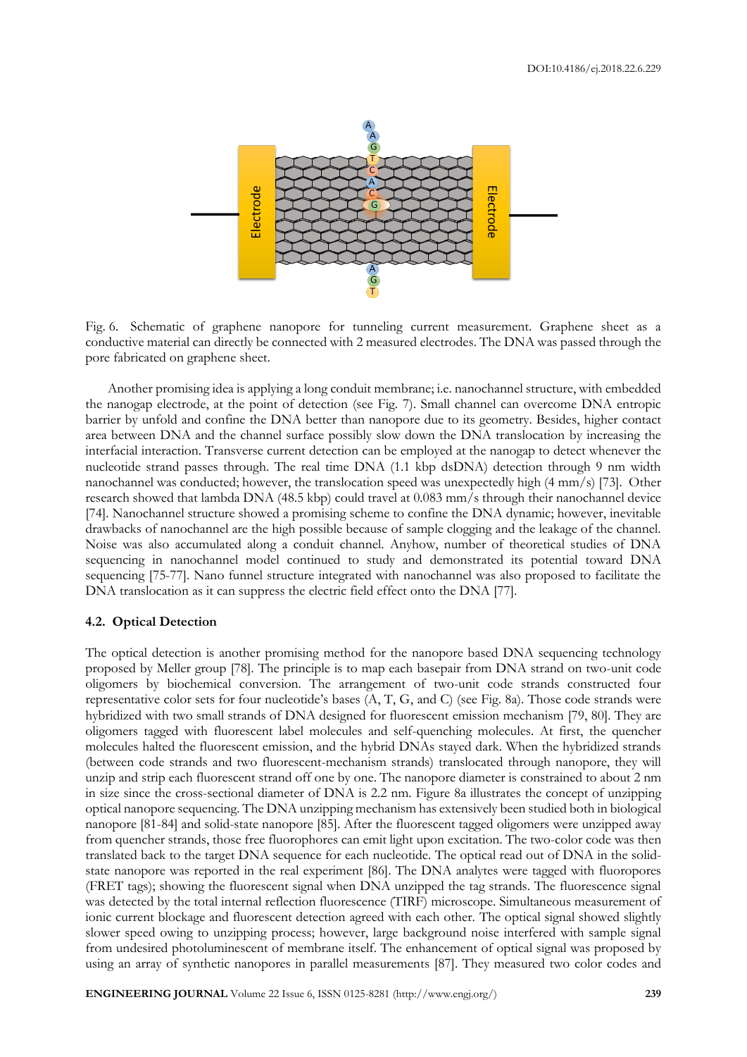Fig. 6. Schematic of graphene nanopore for tunneling current measurement. Graphene sheet as a conductive material can directly be connected with 2 measured electrodes. The DNA was passed through the pore fabricated on graphene sheet.

Another promising idea is applying a long conduit membrane; i.e. nanochannel structure, with embedded the nanogap electrode, at the point of detection (see Fig. 7). Small channel can overcome DNA entropic barrier by unfold and confine the DNA better than nanopore due to its geometry. Besides, higher contact area between DNA and the channel surface possibly slow down the DNA translocation by increasing the interfacial interaction. Transverse current detection can be employed at the nanogap to detect whenever the nucleotide strand passes through. The real time DNA (1.1 kbp dsDNA) detection through 9 nm width nanochannel was conducted; however, the translocation speed was unexpectedly high (4 mm/s) [73]. Other research showed that lambda DNA (48.5 kbp) could travel at 0.083 mm/s through their nanochannel device [74]. Nanochannel structure showed a promising scheme to confine the DNA dynamic; however, inevitable drawbacks of nanochannel are the high possible because of sample clogging and the leakage of the channel. Noise was also accumulated along a conduit channel. Anyhow, number of theoretical studies of DNA sequencing in nanochannel model continued to study and demonstrated its potential toward DNA sequencing [75-77]. Nano funnel structure integrated with nanochannel was also proposed to facilitate the DNA translocation as it can suppress the electric field effect onto the DNA [77].

### 4.2. Optical Detection

The optical detection is another promising method for the nanopore based DNA sequencing technology proposed by Meller group [78]. The principle is to map each basepair from DNA strand on two-unit code oligomers by biochemical conversion. The arrangement of two-unit code strands constructed four representative color sets for four nucleotide's bases (A, T, G, and C) (see Fig. 8a). Those code strands were hybridized with two small strands of DNA designed for fluorescent emission mechanism [79, 80]. They are oligomers tagged with fluorescent label molecules and self-quenching molecules. At first, the quencher molecules halted the fluorescent emission, and the hybrid DNAs stayed dark. When the hybridized strands (between code strands and two fluorescent-mechanism strands) translocated through nanopore, they will unzip and strip each fluorescent strand off one by one. The nanopore diameter is constrained to about 2 nm in size since the cross-sectional diameter of DNA is 2.2 nm. Figure 8a illustrates the concept of unzipping optical nanopore sequencing. The DNA unzipping mechanism has extensively been studied both in biological nanopore [81-84] and solid-state nanopore [85]. After the fluorescent tagged oligomers were unzipped away from quencher strands, those free fluorophores can emit light upon excitation. The two-color code was then translated back to the target DNA sequence for each nucleotide. The optical read out of DNA in the solid-state nanopore was reported in the real experiment [86]. The DNA analytes were tagged with fluoropores (FRET tags); showing the fluorescent signal when DNA unzipped the tag strands. The fluorescence signal was detected by the total internal reflection fluorescence (TIRF) microscope. Simultaneous measurement of ionic current blockage and fluorescent detection agreed with each other. The optical signal showed slightly slower speed owing to unzipping process; however, large background noise interfered with sample signal from undesired photoluminescent of membrane itself. The enhancement of optical signal was proposed by using an array of synthetic nanopores in parallel measurements [87]. They measured two color codes and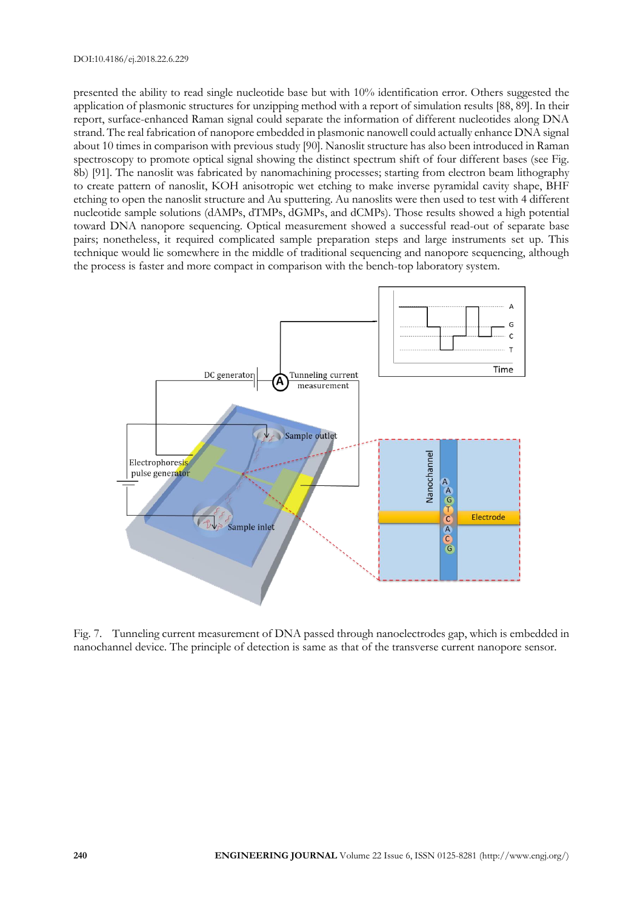presented the ability to read single nucleotide base but with 10% identification error. Others suggested the application of plasmonic structures for unzipping method with a report of simulation results [88, 89]. In their report, surface-enhanced Raman signal could separate the information of different nucleotides along DNA strand. The real fabrication of nanopore embedded in plasmonic nanowell could actually enhance DNA signal about 10 times in comparison with previous study [90]. Nanoslit structure has also been introduced in Raman spectroscopy to promote optical signal showing the distinct spectrum shift of four different bases (see Fig. 8b) [91]. The nanoslit was fabricated by nanomachining processes; starting from electron beam lithography to create pattern of nanoslit, KOH anisotropic wet etching to make inverse pyramidal cavity shape, BHF etching to open the nanoslit structure and Au sputtering. Au nanoslits were then used to test with 4 different nucleotide sample solutions (dAMPs, dTMPs, dGMPs, and dCMPs). Those results showed a high potential toward DNA nanopore sequencing. Optical measurement showed a successful read-out of separate base pairs; nonetheless, it required complicated sample preparation steps and large instruments set up. This technique would lie somewhere in the middle of traditional sequencing and nanopore sequencing, although the process is faster and more compact in comparison with the bench-top laboratory system.

Fig. 7. Tunneling current measurement of DNA passed through nanoelectrodes gap, which is embedded in nanochannel device. The principle of detection is same as that of the transverse current nanopore sensor.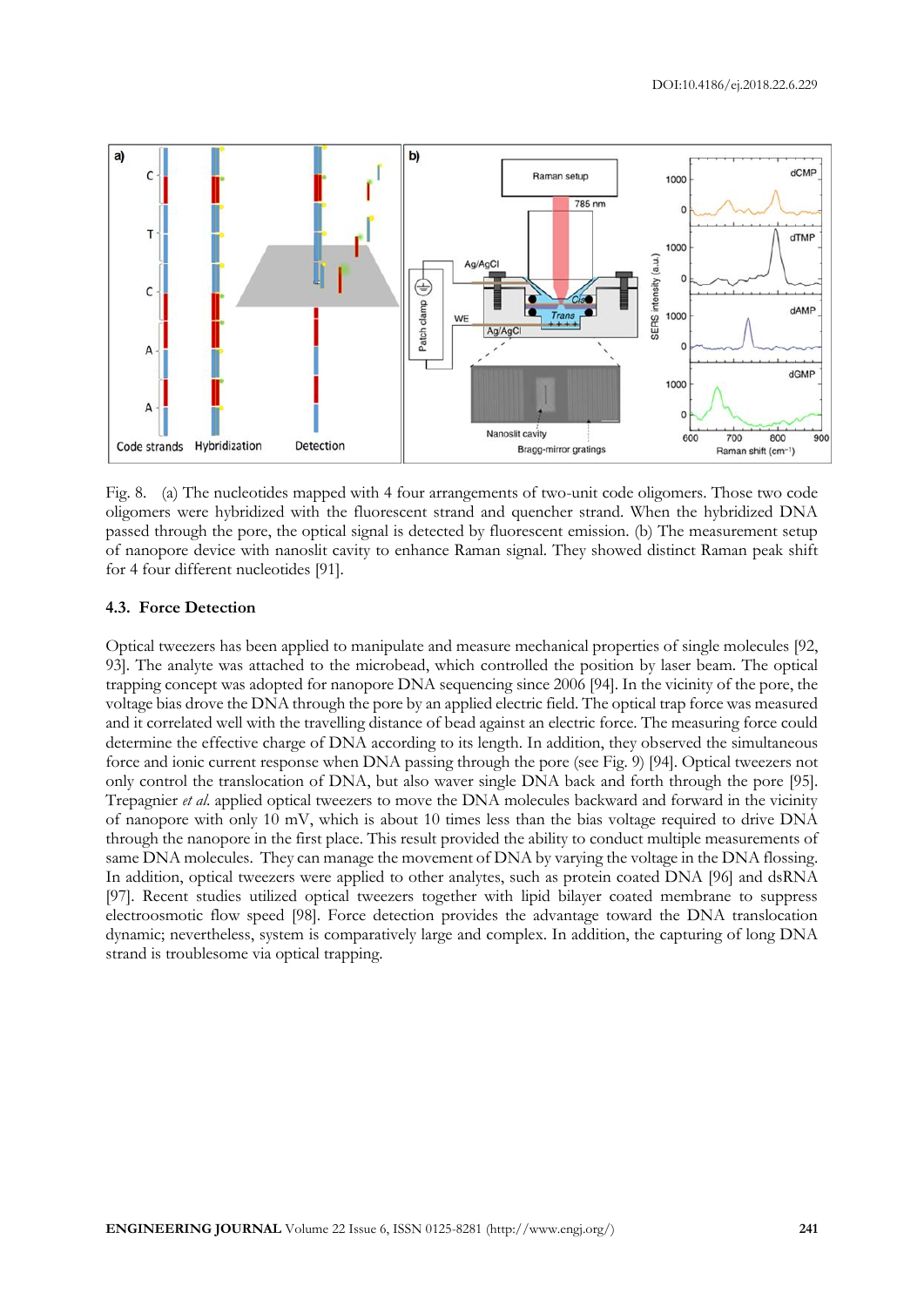Fig. 8. (a) The nucleotides mapped with 4 four arrangements of two-unit code oligomers. Those two code oligomers were hybridized with the fluorescent strand and quencher strand. When the hybridized DNA passed through the pore, the optical signal is detected by fluorescent emission. (b) The measurement setup of nanopore device with nanoslit cavity to enhance Raman signal. They showed distinct Raman peak shift for 4 four different nucleotides [91].

### 4.3. Force Detection

Optical tweezers has been applied to manipulate and measure mechanical properties of single molecules [92, 93]. The analyte was attached to the microbead, which controlled the position by laser beam. The optical trapping concept was adopted for nanopore DNA sequencing since 2006 [94]. In the vicinity of the pore, the voltage bias drove the DNA through the pore by an applied electric field. The optical trap force was measured and it correlated well with the travelling distance of bead against an electric force. The measuring force could determine the effective charge of DNA according to its length. In addition, they observed the simultaneous force and ionic current response when DNA passing through the pore (see Fig. 9) [94]. Optical tweezers not only control the translocation of DNA, but also waver single DNA back and forth through the pore [95]. Trepagnier *et al.* applied optical tweezers to move the DNA molecules backward and forward in the vicinity of nanopore with only 10 mV, which is about 10 times less than the bias voltage required to drive DNA through the nanopore in the first place. This result provided the ability to conduct multiple measurements of same DNA molecules. They can manage the movement of DNA by varying the voltage in the DNA flossing. In addition, optical tweezers were applied to other analytes, such as protein coated DNA [96] and dsRNA [97]. Recent studies utilized optical tweezers together with lipid bilayer coated membrane to suppress electroosmotic flow speed [98]. Force detection provides the advantage toward the DNA translocation dynamic; nevertheless, system is comparatively large and complex. In addition, the capturing of long DNA strand is troublesome via optical trapping.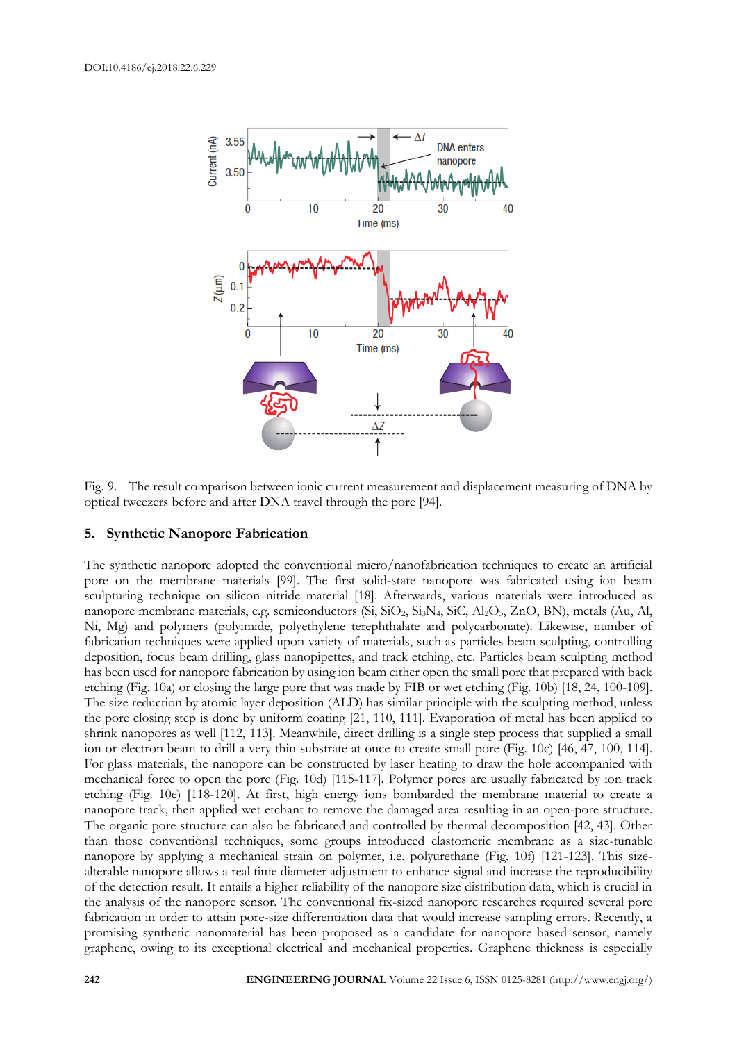Fig. 9. The result comparison between ionic current measurement and displacement measuring of DNA by optical tweezers before and after DNA travel through the pore [94].

## 5. Synthetic Nanopore Fabrication

The synthetic nanopore adopted the conventional micro/nanofabrication techniques to create an artificial pore on the membrane materials [99]. The first solid-state nanopore was fabricated using ion beam sculpturing technique on silicon nitride material [18]. Afterwards, various materials were introduced as nanopore membrane materials, e.g. semiconductors (Si, $SiO_2$, $Si_3N_4$, SiC, $Al_2O_3$, ZnO, BN), metals (Au, Al, Ni, Mg) and polymers (polyimide, polyethylene terephthalate and polycarbonate). Likewise, number of fabrication techniques were applied upon variety of materials, such as particles beam sculpting, controlling deposition, focus beam drilling, glass nanopipettes, and track etching, etc. Particles beam sculpting method has been used for nanopore fabrication by using ion beam either open the small pore that prepared with back etching (Fig. 10a) or closing the large pore that was made by FIB or wet etching (Fig. 10b) [18, 24, 100-109]. The size reduction by atomic layer deposition (ALD) has similar principle with the sculpting method, unless the pore closing step is done by uniform coating [21, 110, 111]. Evaporation of metal has been applied to shrink nanopores as well [112, 113]. Meanwhile, direct drilling is a single step process that supplied a small ion or electron beam to drill a very thin substrate at once to create small pore (Fig. 10c) [46, 47, 100, 114]. For glass materials, the nanopore can be constructed by laser heating to draw the hole accompanied with mechanical force to open the pore (Fig. 10d) [115-117]. Polymer pores are usually fabricated by ion track etching (Fig. 10e) [118-120]. At first, high energy ions bombarded the membrane material to create a nanopore track, then applied wet etchant to remove the damaged area resulting in an open-pore structure. The organic pore structure can also be fabricated and controlled by thermal decomposition [42, 43]. Other than those conventional techniques, some groups introduced elastomeric membrane as a size-tunable nanopore by applying a mechanical strain on polymer, i.e. polyurethane (Fig. 10f) [121-123]. This size-alterable nanopore allows a real time diameter adjustment to enhance signal and increase the reproducibility of the detection result. It entails a higher reliability of the nanopore size distribution data, which is crucial in the analysis of the nanopore sensor. The conventional fix-sized nanopore researches required several pore fabrication in order to attain pore-size differentiation data that would increase sampling errors. Recently, a promising synthetic nanomaterial has been proposed as a candidate for nanopore based sensor, namely graphene, owing to its exceptional electrical and mechanical properties. Graphene thickness is especially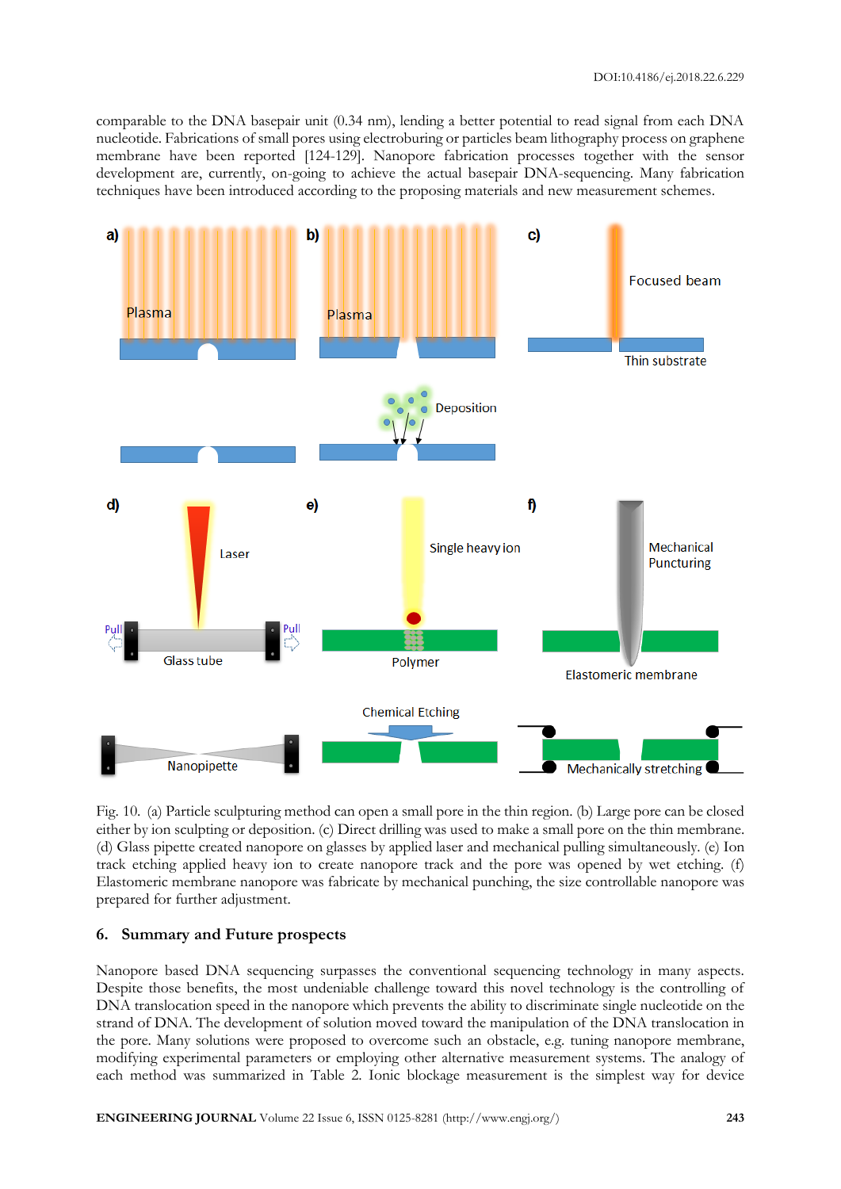comparable to the DNA basepair unit (0.34 nm), lending a better potential to read signal from each DNA nucleotide. Fabrications of small pores using electroburing or particles beam lithography process on graphene membrane have been reported [124-129]. Nanopore fabrication processes together with the sensor development are, currently, on-going to achieve the actual basepair DNA-sequencing. Many fabrication techniques have been introduced according to the proposing materials and new measurement schemes.

Fig. 10. (a) Particle sculpturing method can open a small pore in the thin region. (b) Large pore can be closed either by ion sculpting or deposition. (c) Direct drilling was used to make a small pore on the thin membrane. (d) Glass pipette created nanopore on glasses by applied laser and mechanical pulling simultaneously. (e) Ion track etching applied heavy ion to create nanopore track and the pore was opened by wet etching. (f) Elastomeric membrane nanopore was fabricate by mechanical punching, the size controllable nanopore was prepared for further adjustment.

## 6. Summary and Future prospects

Nanopore based DNA sequencing surpasses the conventional sequencing technology in many aspects. Despite those benefits, the most undeniable challenge toward this novel technology is the controlling of DNA translocation speed in the nanopore which prevents the ability to discriminate single nucleotide on the strand of DNA. The development of solution moved toward the manipulation of the DNA translocation in the pore. Many solutions were proposed to overcome such an obstacle, e.g. tuning nanopore membrane, modifying experimental parameters or employing other alternative measurement systems. The analogy of each method was summarized in Table 2. Ionic blockage measurement is the simplest way for device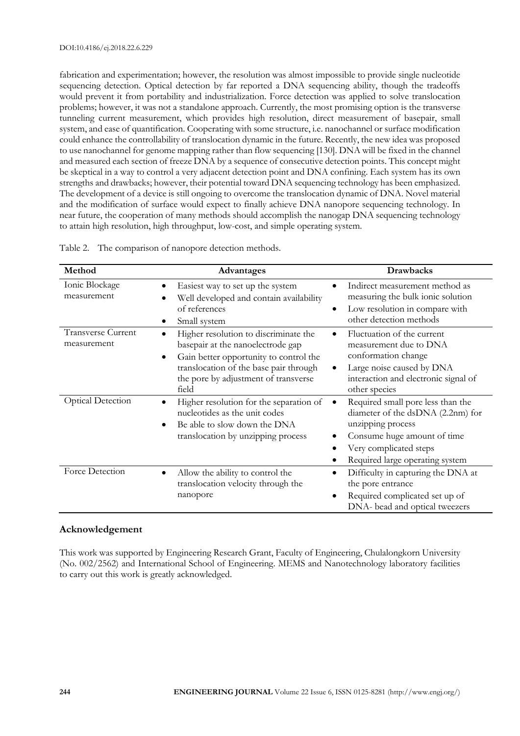fabrication and experimentation; however, the resolution was almost impossible to provide single nucleotide sequencing detection. Optical detection by far reported a DNA sequencing ability, though the tradeoffs would prevent it from portability and industrialization. Force detection was applied to solve translocation problems; however, it was not a standalone approach. Currently, the most promising option is the transverse tunneling current measurement, which provides high resolution, direct measurement of basepair, small system, and ease of quantification. Cooperating with some structure, i.e. nanochannel or surface modification could enhance the controllability of translocation dynamic in the future. Recently, the new idea was proposed to use nanochannel for genome mapping rather than flow sequencing [130]. DNA will be fixed in the channel and measured each section of freeze DNA by a sequence of consecutive detection points. This concept might be skeptical in a way to control a very adjacent detection point and DNA confining. Each system has its own strengths and drawbacks; however, their potential toward DNA sequencing technology has been emphasized. The development of a device is still ongoing to overcome the translocation dynamic of DNA. Novel material and the modification of surface would expect to finally achieve DNA nanopore sequencing technology. In near future, the cooperation of many methods should accomplish the nanogap DNA sequencing technology to attain high resolution, high throughput, low-cost, and simple operating system.

Table 2. The comparison of nanopore detection methods.

| Method | Advantages | Drawbacks |
|---|---|---|
| Ionic Blockage measurement | • Easiest way to set up the system<br>• Well developed and contain availability of references<br>• Small system | • Indirect measurement method as measuring the bulk ionic solution<br>• Low resolution in compare with other detection methods |
| Transverse Current measurement | • Higher resolution to discriminate the basepair at the nanoelectrode gap<br>• Gain better opportunity to control the translocation of the base pair through the pore by adjustment of transverse field | • Fluctuation of the current measurement due to DNA conformation change<br>• Large noise caused by DNA interaction and electronic signal of other species |
| Optical Detection | • Higher resolution for the separation of nucleotides as the unit codes<br>• Be able to slow down the DNA translocation by unzipping process | • Required small pore less than the diameter of the dsDNA (2.2nm) for unzipping process<br>• Consume huge amount of time<br>• Very complicated steps<br>• Required large operating system |
| Force Detection | • Allow the ability to control the translocation velocity through the nanopore | • Difficulty in capturing the DNA at the pore entrance<br>• Required complicated set up of DNA- bead and optical tweezers |

## Acknowledgement

This work was supported by Engineering Research Grant, Faculty of Engineering, Chulalongkorn University (No. 002/2562) and International School of Engineering. MEMS and Nanotechnology laboratory facilities to carry out this work is greatly acknowledged.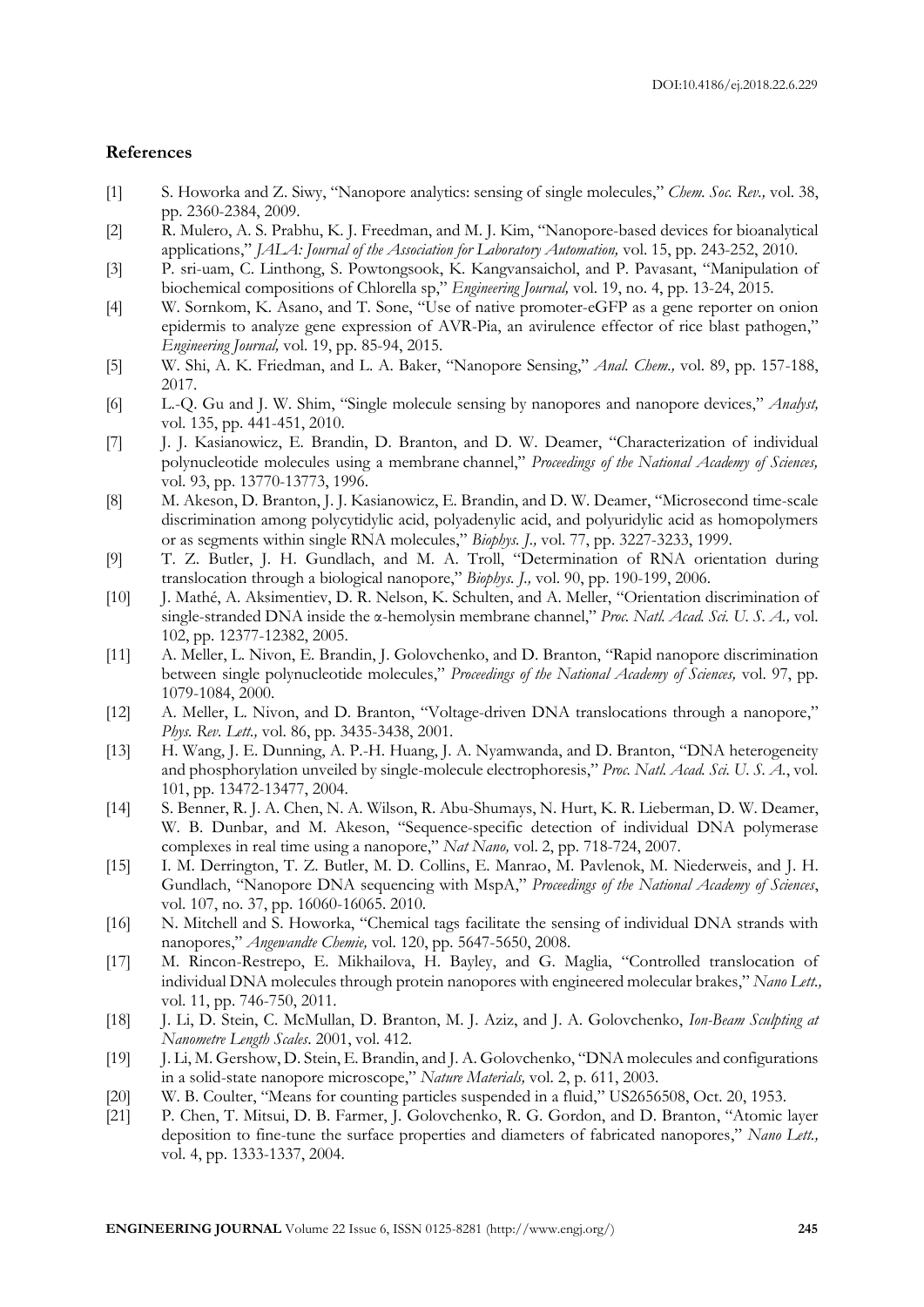## References

[1] S. Howorka and Z. Siwy, "Nanopore analytics: sensing of single molecules," *Chem. Soc. Rev.,* vol. 38, pp. 2360-2384, 2009.

[2] R. Mulero, A. S. Prabhu, K. J. Freedman, and M. J. Kim, "Nanopore-based devices for bioanalytical applications," *JALA: Journal of the Association for Laboratory Automation,* vol. 15, pp. 243-252, 2010.

[3] P. sri-uam, C. Linthong, S. Powtongsook, K. Kangvansaichol, and P. Pavasant, "Manipulation of biochemical compositions of Chlorella sp," *Engineering Journal,* vol. 19, no. 4, pp. 13-24, 2015.

[4] W. Sornkom, K. Asano, and T. Sone, "Use of native promoter-eGFP as a gene reporter on onion epidermis to analyze gene expression of AVR-Pia, an avirulence effector of rice blast pathogen," *Engineering Journal,* vol. 19, pp. 85-94, 2015.

[5] W. Shi, A. K. Friedman, and L. A. Baker, "Nanopore Sensing," *Anal. Chem.,* vol. 89, pp. 157-188, 2017.

[6] L.-Q. Gu and J. W. Shim, "Single molecule sensing by nanopores and nanopore devices," *Analyst,* vol. 135, pp. 441-451, 2010.

[7] J. J. Kasianowicz, E. Brandin, D. Branton, and D. W. Deamer, "Characterization of individual polynucleotide molecules using a membrane channel," *Proceedings of the National Academy of Sciences,* vol. 93, pp. 13770-13773, 1996.

[8] M. Akeson, D. Branton, J. J. Kasianowicz, E. Brandin, and D. W. Deamer, "Microsecond time-scale discrimination among polycytidylic acid, polyadenylic acid, and polyuridylic acid as homopolymers or as segments within single RNA molecules," *Biophys. J.,* vol. 77, pp. 3227-3233, 1999.

[9] T. Z. Butler, J. H. Gundlach, and M. A. Troll, "Determination of RNA orientation during translocation through a biological nanopore," *Biophys. J.,* vol. 90, pp. 190-199, 2006.

[10] J. Mathé, A. Aksimentiev, D. R. Nelson, K. Schulten, and A. Meller, "Orientation discrimination of single-stranded DNA inside the α-hemolysin membrane channel," *Proc. Natl. Acad. Sci. U. S. A.,* vol. 102, pp. 12377-12382, 2005.

[11] A. Meller, L. Nivon, E. Brandin, J. Golovchenko, and D. Branton, "Rapid nanopore discrimination between single polynucleotide molecules," *Proceedings of the National Academy of Sciences,* vol. 97, pp. 1079-1084, 2000.

[12] A. Meller, L. Nivon, and D. Branton, "Voltage-driven DNA translocations through a nanopore," *Phys. Rev. Lett.,* vol. 86, pp. 3435-3438, 2001.

[13] H. Wang, J. E. Dunning, A. P.-H. Huang, J. A. Nyamwanda, and D. Branton, "DNA heterogeneity and phosphorylation unveiled by single-molecule electrophoresis," *Proc. Natl. Acad. Sci. U. S. A.*, vol. 101, pp. 13472-13477, 2004.

[14] S. Benner, R. J. A. Chen, N. A. Wilson, R. Abu-Shumays, N. Hurt, K. R. Lieberman, D. W. Deamer, W. B. Dunbar, and M. Akeson, "Sequence-specific detection of individual DNA polymerase complexes in real time using a nanopore," *Nat Nano,* vol. 2, pp. 718-724, 2007.

[15] I. M. Derrington, T. Z. Butler, M. D. Collins, E. Manrao, M. Pavlenok, M. Niederweis, and J. H. Gundlach, "Nanopore DNA sequencing with MspA," *Proceedings of the National Academy of Sciences*, vol. 107, no. 37, pp. 16060-16065. 2010.

[16] N. Mitchell and S. Howorka, "Chemical tags facilitate the sensing of individual DNA strands with nanopores," *Angewandte Chemie,* vol. 120, pp. 5647-5650, 2008.

[17] M. Rincon-Restrepo, E. Mikhailova, H. Bayley, and G. Maglia, "Controlled translocation of individual DNA molecules through protein nanopores with engineered molecular brakes," *Nano Lett.,* vol. 11, pp. 746-750, 2011.

[18] J. Li, D. Stein, C. McMullan, D. Branton, M. J. Aziz, and J. A. Golovchenko, *Ion-Beam Sculpting at Nanometre Length Scales*. 2001, vol. 412.

[19] J. Li, M. Gershow, D. Stein, E. Brandin, and J. A. Golovchenko, "DNA molecules and configurations in a solid-state nanopore microscope," *Nature Materials,* vol. 2, p. 611, 2003.

[20] W. B. Coulter, "Means for counting particles suspended in a fluid," US2656508, Oct. 20, 1953.

[21] P. Chen, T. Mitsui, D. B. Farmer, J. Golovchenko, R. G. Gordon, and D. Branton, "Atomic layer deposition to fine-tune the surface properties and diameters of fabricated nanopores," *Nano Lett.,* vol. 4, pp. 1333-1337, 2004.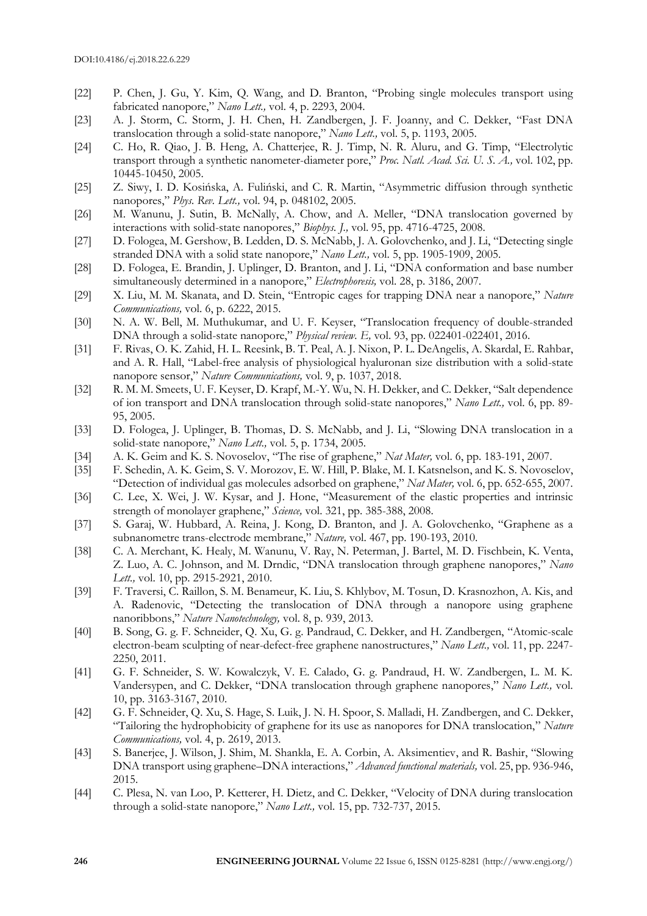[22] P. Chen, J. Gu, Y. Kim, Q. Wang, and D. Branton, "Probing single molecules transport using fabricated nanopore," *Nano Lett.,* vol. 4, p. 2293, 2004.

[23] A. J. Storm, C. Storm, J. H. Chen, H. Zandbergen, J. F. Joanny, and C. Dekker, "Fast DNA translocation through a solid-state nanopore," *Nano Lett.,* vol. 5, p. 1193, 2005.

[24] C. Ho, R. Qiao, J. B. Heng, A. Chatterjee, R. J. Timp, N. R. Aluru, and G. Timp, "Electrolytic transport through a synthetic nanometer-diameter pore," *Proc. Natl. Acad. Sci. U. S. A.,* vol. 102, pp. 10445-10450, 2005.

[25] Z. Siwy, I. D. Kosińska, A. Fuliński, and C. R. Martin, "Asymmetric diffusion through synthetic nanopores," *Phys. Rev. Lett.,* vol. 94, p. 048102, 2005.

[26] M. Wanunu, J. Sutin, B. McNally, A. Chow, and A. Meller, "DNA translocation governed by interactions with solid-state nanopores," *Biophys. J.,* vol. 95, pp. 4716-4725, 2008.

[27] D. Fologea, M. Gershow, B. Ledden, D. S. McNabb, J. A. Golovchenko, and J. Li, "Detecting single stranded DNA with a solid state nanopore," *Nano Lett.,* vol. 5, pp. 1905-1909, 2005.

[28] D. Fologea, E. Brandin, J. Uplinger, D. Branton, and J. Li, "DNA conformation and base number simultaneously determined in a nanopore," *Electrophoresis,* vol. 28, p. 3186, 2007.

[29] X. Liu, M. M. Skanata, and D. Stein, "Entropic cages for trapping DNA near a nanopore," *Nature Communications,* vol. 6, p. 6222, 2015.

[30] N. A. W. Bell, M. Muthukumar, and U. F. Keyser, "Translocation frequency of double-stranded DNA through a solid-state nanopore," *Physical review. E,* vol. 93, pp. 022401-022401, 2016.

[31] F. Rivas, O. K. Zahid, H. L. Reesink, B. T. Peal, A. J. Nixon, P. L. DeAngelis, A. Skardal, E. Rahbar, and A. R. Hall, "Label-free analysis of physiological hyaluronan size distribution with a solid-state nanopore sensor," *Nature Communications,* vol. 9, p. 1037, 2018.

[32] R. M. M. Smeets, U. F. Keyser, D. Krapf, M.-Y. Wu, N. H. Dekker, and C. Dekker, "Salt dependence of ion transport and DNA translocation through solid-state nanopores," *Nano Lett.,* vol. 6, pp. 89-95, 2005.

[33] D. Fologea, J. Uplinger, B. Thomas, D. S. McNabb, and J. Li, "Slowing DNA translocation in a solid-state nanopore," *Nano Lett.,* vol. 5, p. 1734, 2005.

[34] A. K. Geim and K. S. Novoselov, "The rise of graphene," *Nat Mater,* vol. 6, pp. 183-191, 2007.

[35] F. Schedin, A. K. Geim, S. V. Morozov, E. W. Hill, P. Blake, M. I. Katsnelson, and K. S. Novoselov, "Detection of individual gas molecules adsorbed on graphene," *Nat Mater,* vol. 6, pp. 652-655, 2007.

[36] C. Lee, X. Wei, J. W. Kysar, and J. Hone, "Measurement of the elastic properties and intrinsic strength of monolayer graphene," *Science,* vol. 321, pp. 385-388, 2008.

[37] S. Garaj, W. Hubbard, A. Reina, J. Kong, D. Branton, and J. A. Golovchenko, "Graphene as a subnanometre trans-electrode membrane," *Nature,* vol. 467, pp. 190-193, 2010.

[38] C. A. Merchant, K. Healy, M. Wanunu, V. Ray, N. Peterman, J. Bartel, M. D. Fischbein, K. Venta, Z. Luo, A. C. Johnson, and M. Drndic, "DNA translocation through graphene nanopores," *Nano Lett.,* vol. 10, pp. 2915-2921, 2010.

[39] F. Traversi, C. Raillon, S. M. Benameur, K. Liu, S. Khlybov, M. Tosun, D. Krasnozhon, A. Kis, and A. Radenovic, "Detecting the translocation of DNA through a nanopore using graphene nanoribbons," *Nature Nanotechnology,* vol. 8, p. 939, 2013.

[40] B. Song, G. g. F. Schneider, Q. Xu, G. g. Pandraud, C. Dekker, and H. Zandbergen, "Atomic-scale electron-beam sculpting of near-defect-free graphene nanostructures," *Nano Lett.,* vol. 11, pp. 2247-2250, 2011.

[41] G. F. Schneider, S. W. Kowalczyk, V. E. Calado, G. g. Pandraud, H. W. Zandbergen, L. M. K. Vandersypen, and C. Dekker, "DNA translocation through graphene nanopores," *Nano Lett.,* vol. 10, pp. 3163-3167, 2010.

[42] G. F. Schneider, Q. Xu, S. Hage, S. Luik, J. N. H. Spoor, S. Malladi, H. Zandbergen, and C. Dekker, "Tailoring the hydrophobicity of graphene for its use as nanopores for DNA translocation," *Nature Communications,* vol. 4, p. 2619, 2013.

[43] S. Banerjee, J. Wilson, J. Shim, M. Shankla, E. A. Corbin, A. Aksimentiev, and R. Bashir, "Slowing DNA transport using graphene–DNA interactions," *Advanced functional materials,* vol. 25, pp. 936-946, 2015.

[44] C. Plesa, N. van Loo, P. Ketterer, H. Dietz, and C. Dekker, "Velocity of DNA during translocation through a solid-state nanopore," *Nano Lett.,* vol. 15, pp. 732-737, 2015.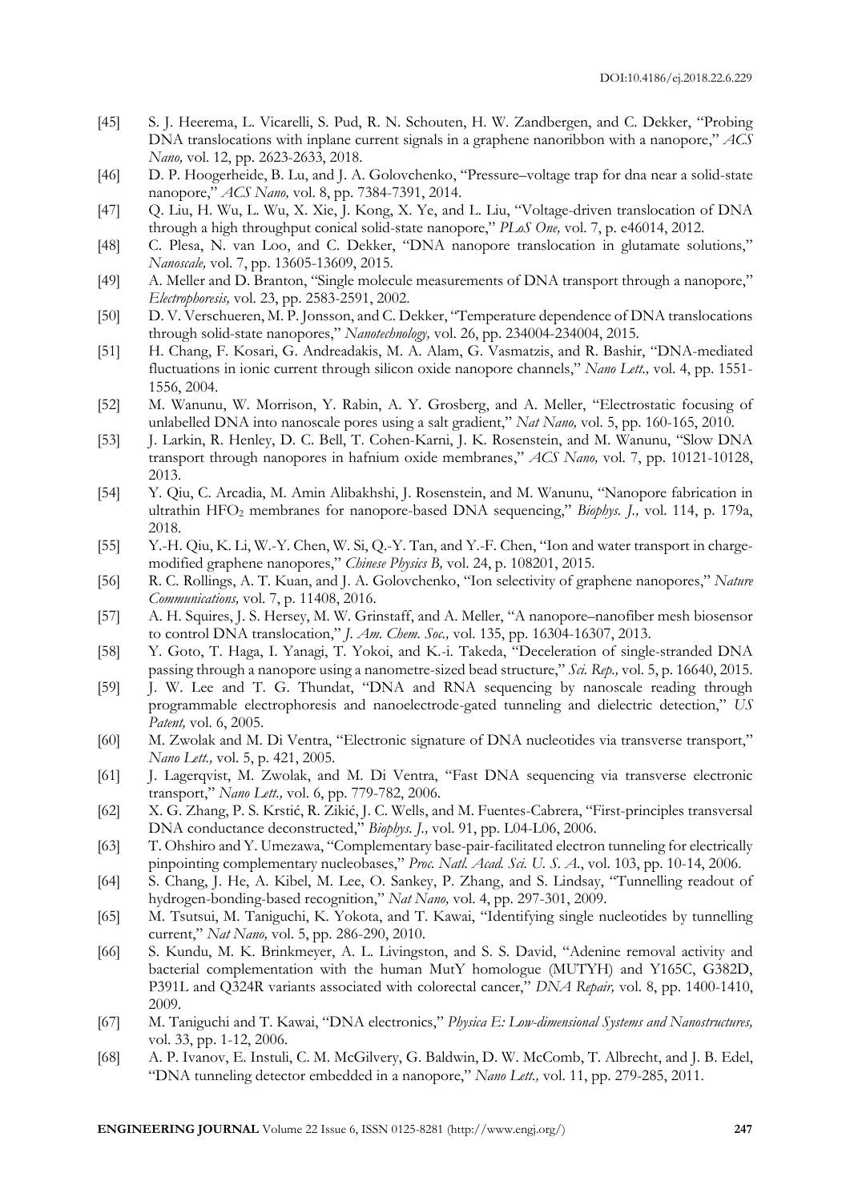[45] S. J. Heerema, L. Vicarelli, S. Pud, R. N. Schouten, H. W. Zandbergen, and C. Dekker, "Probing DNA translocations with inplane current signals in a graphene nanoribbon with a nanopore," *ACS Nano,* vol. 12, pp. 2623-2633, 2018.

[46] D. P. Hoogerheide, B. Lu, and J. A. Golovchenko, "Pressure–voltage trap for dna near a solid-state nanopore," *ACS Nano,* vol. 8, pp. 7384-7391, 2014.

[47] Q. Liu, H. Wu, L. Wu, X. Xie, J. Kong, X. Ye, and L. Liu, "Voltage-driven translocation of DNA through a high throughput conical solid-state nanopore," *PLoS One,* vol. 7, p. e46014, 2012.

[48] C. Plesa, N. van Loo, and C. Dekker, "DNA nanopore translocation in glutamate solutions," *Nanoscale,* vol. 7, pp. 13605-13609, 2015.

[49] A. Meller and D. Branton, "Single molecule measurements of DNA transport through a nanopore," *Electrophoresis,* vol. 23, pp. 2583-2591, 2002.

[50] D. V. Verschueren, M. P. Jonsson, and C. Dekker, "Temperature dependence of DNA translocations through solid-state nanopores," *Nanotechnology,* vol. 26, pp. 234004-234004, 2015.

[51] H. Chang, F. Kosari, G. Andreadakis, M. A. Alam, G. Vasmatzis, and R. Bashir, "DNA-mediated fluctuations in ionic current through silicon oxide nanopore channels," *Nano Lett.,* vol. 4, pp. 1551-1556, 2004.

[52] M. Wanunu, W. Morrison, Y. Rabin, A. Y. Grosberg, and A. Meller, "Electrostatic focusing of unlabelled DNA into nanoscale pores using a salt gradient," *Nat Nano,* vol. 5, pp. 160-165, 2010.

[53] J. Larkin, R. Henley, D. C. Bell, T. Cohen-Karni, J. K. Rosenstein, and M. Wanunu, "Slow DNA transport through nanopores in hafnium oxide membranes," *ACS Nano,* vol. 7, pp. 10121-10128, 2013.

[54] Y. Qiu, C. Arcadia, M. Amin Alibakhshi, J. Rosenstein, and M. Wanunu, "Nanopore fabrication in ultrathin $HFO_2$ membranes for nanopore-based DNA sequencing," *Biophys. J.,* vol. 114, p. 179a, 2018.

[55] Y.-H. Qiu, K. Li, W.-Y. Chen, W. Si, Q.-Y. Tan, and Y.-F. Chen, "Ion and water transport in charge-modified graphene nanopores," *Chinese Physics B,* vol. 24, p. 108201, 2015.

[56] R. C. Rollings, A. T. Kuan, and J. A. Golovchenko, "Ion selectivity of graphene nanopores," *Nature Communications,* vol. 7, p. 11408, 2016.

[57] A. H. Squires, J. S. Hersey, M. W. Grinstaff, and A. Meller, "A nanopore–nanofiber mesh biosensor to control DNA translocation," *J. Am. Chem. Soc.,* vol. 135, pp. 16304-16307, 2013.

[58] Y. Goto, T. Haga, I. Yanagi, T. Yokoi, and K.-i. Takeda, "Deceleration of single-stranded DNA passing through a nanopore using a nanometre-sized bead structure," *Sci. Rep.,* vol. 5, p. 16640, 2015.

[59] J. W. Lee and T. G. Thundat, "DNA and RNA sequencing by nanoscale reading through programmable electrophoresis and nanoelectrode-gated tunneling and dielectric detection," *US Patent,* vol. 6, 2005.

[60] M. Zwolak and M. Di Ventra, "Electronic signature of DNA nucleotides via transverse transport," *Nano Lett.,* vol. 5, p. 421, 2005.

[61] J. Lagerqvist, M. Zwolak, and M. Di Ventra, "Fast DNA sequencing via transverse electronic transport," *Nano Lett.,* vol. 6, pp. 779-782, 2006.

[62] X. G. Zhang, P. S. Krstić, R. Zikić, J. C. Wells, and M. Fuentes-Cabrera, "First-principles transversal DNA conductance deconstructed," *Biophys. J.,* vol. 91, pp. L04-L06, 2006.

[63] T. Ohshiro and Y. Umezawa, "Complementary base-pair-facilitated electron tunneling for electrically pinpointing complementary nucleobases," *Proc. Natl. Acad. Sci. U. S. A.*, vol. 103, pp. 10-14, 2006.

[64] S. Chang, J. He, A. Kibel, M. Lee, O. Sankey, P. Zhang, and S. Lindsay, "Tunnelling readout of hydrogen-bonding-based recognition," *Nat Nano,* vol. 4, pp. 297-301, 2009.

[65] M. Tsutsui, M. Taniguchi, K. Yokota, and T. Kawai, "Identifying single nucleotides by tunnelling current," *Nat Nano,* vol. 5, pp. 286-290, 2010.

[66] S. Kundu, M. K. Brinkmeyer, A. L. Livingston, and S. S. David, "Adenine removal activity and bacterial complementation with the human MutY homologue (MUTYH) and Y165C, G382D, P391L and Q324R variants associated with colorectal cancer," *DNA Repair,* vol. 8, pp. 1400-1410, 2009.

[67] M. Taniguchi and T. Kawai, "DNA electronics," *Physica E: Low-dimensional Systems and Nanostructures,* vol. 33, pp. 1-12, 2006.

[68] A. P. Ivanov, E. Instuli, C. M. McGilvery, G. Baldwin, D. W. McComb, T. Albrecht, and J. B. Edel, "DNA tunneling detector embedded in a nanopore," *Nano Lett.,* vol. 11, pp. 279-285, 2011.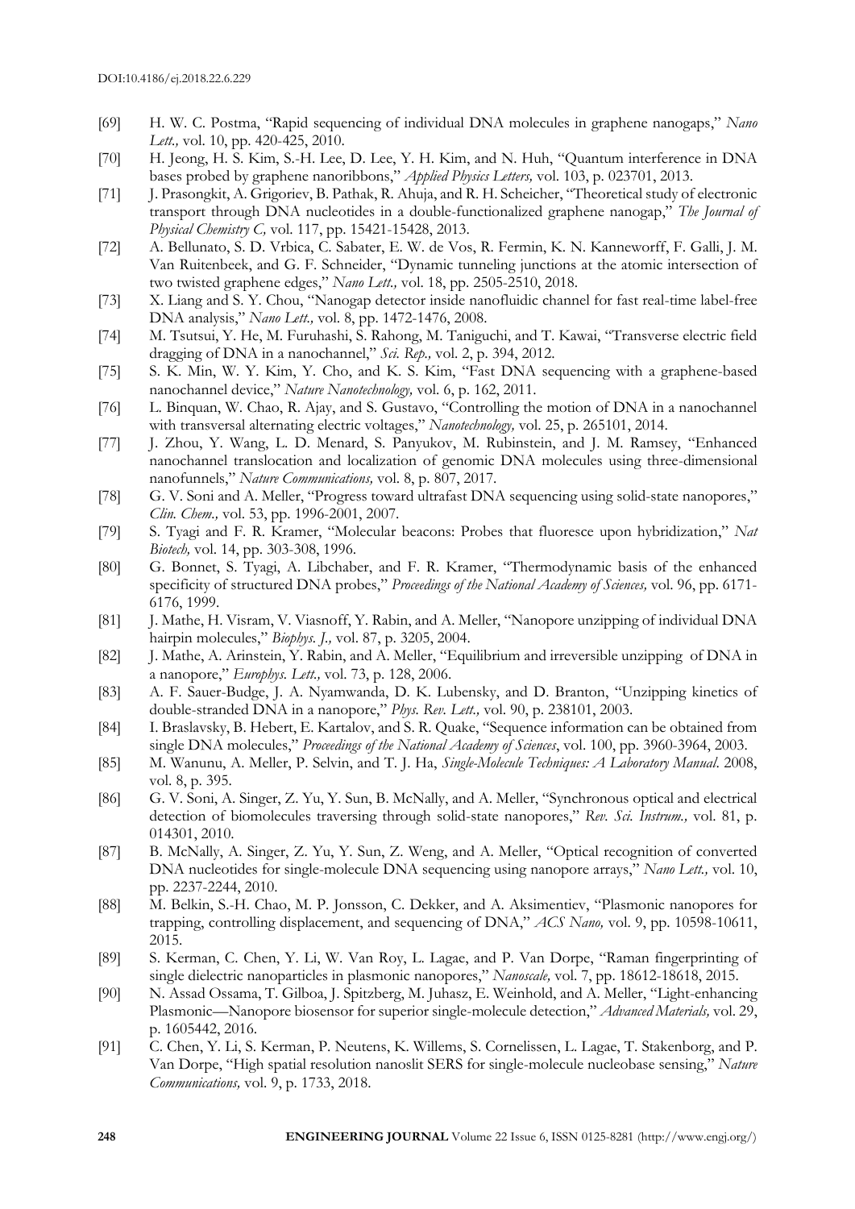[69] H. W. C. Postma, "Rapid sequencing of individual DNA molecules in graphene nanogaps," *Nano Lett.,* vol. 10, pp. 420-425, 2010.

[70] H. Jeong, H. S. Kim, S.-H. Lee, D. Lee, Y. H. Kim, and N. Huh, "Quantum interference in DNA bases probed by graphene nanoribbons," *Applied Physics Letters,* vol. 103, p. 023701, 2013.

[71] J. Prasongkit, A. Grigoriev, B. Pathak, R. Ahuja, and R. H. Scheicher, "Theoretical study of electronic transport through DNA nucleotides in a double-functionalized graphene nanogap," *The Journal of Physical Chemistry C,* vol. 117, pp. 15421-15428, 2013.

[72] A. Bellunato, S. D. Vrbica, C. Sabater, E. W. de Vos, R. Fermin, K. N. Kanneworff, F. Galli, J. M. Van Ruitenbeek, and G. F. Schneider, "Dynamic tunneling junctions at the atomic intersection of two twisted graphene edges," *Nano Lett.,* vol. 18, pp. 2505-2510, 2018.

[73] X. Liang and S. Y. Chou, "Nanogap detector inside nanofluidic channel for fast real-time label-free DNA analysis," *Nano Lett.,* vol. 8, pp. 1472-1476, 2008.

[74] M. Tsutsui, Y. He, M. Furuhashi, S. Rahong, M. Taniguchi, and T. Kawai, "Transverse electric field dragging of DNA in a nanochannel," *Sci. Rep.,* vol. 2, p. 394, 2012.

[75] S. K. Min, W. Y. Kim, Y. Cho, and K. S. Kim, "Fast DNA sequencing with a graphene-based nanochannel device," *Nature Nanotechnology,* vol. 6, p. 162, 2011.

[76] L. Binquan, W. Chao, R. Ajay, and S. Gustavo, "Controlling the motion of DNA in a nanochannel with transversal alternating electric voltages," *Nanotechnology,* vol. 25, p. 265101, 2014.

[77] J. Zhou, Y. Wang, L. D. Menard, S. Panyukov, M. Rubinstein, and J. M. Ramsey, "Enhanced nanochannel translocation and localization of genomic DNA molecules using three-dimensional nanofunnels," *Nature Communications,* vol. 8, p. 807, 2017.

[78] G. V. Soni and A. Meller, "Progress toward ultrafast DNA sequencing using solid-state nanopores," *Clin. Chem.,* vol. 53, pp. 1996-2001, 2007.

[79] S. Tyagi and F. R. Kramer, "Molecular beacons: Probes that fluoresce upon hybridization," *Nat Biotech,* vol. 14, pp. 303-308, 1996.

[80] G. Bonnet, S. Tyagi, A. Libchaber, and F. R. Kramer, "Thermodynamic basis of the enhanced specificity of structured DNA probes," *Proceedings of the National Academy of Sciences,* vol. 96, pp. 6171-6176, 1999.

[81] J. Mathe, H. Visram, V. Viasnoff, Y. Rabin, and A. Meller, "Nanopore unzipping of individual DNA hairpin molecules," *Biophys. J.,* vol. 87, p. 3205, 2004.

[82] J. Mathe, A. Arinstein, Y. Rabin, and A. Meller, "Equilibrium and irreversible unzipping of DNA in a nanopore," *Europhys. Lett.,* vol. 73, p. 128, 2006.

[83] A. F. Sauer-Budge, J. A. Nyamwanda, D. K. Lubensky, and D. Branton, "Unzipping kinetics of double-stranded DNA in a nanopore," *Phys. Rev. Lett.,* vol. 90, p. 238101, 2003.

[84] I. Braslavsky, B. Hebert, E. Kartalov, and S. R. Quake, "Sequence information can be obtained from single DNA molecules," *Proceedings of the National Academy of Sciences*, vol. 100, pp. 3960-3964, 2003.

[85] M. Wanunu, A. Meller, P. Selvin, and T. J. Ha, *Single-Molecule Techniques: A Laboratory Manual*. 2008, vol. 8, p. 395.

[86] G. V. Soni, A. Singer, Z. Yu, Y. Sun, B. McNally, and A. Meller, "Synchronous optical and electrical detection of biomolecules traversing through solid-state nanopores," *Rev. Sci. Instrum.,* vol. 81, p. 014301, 2010.

[87] B. McNally, A. Singer, Z. Yu, Y. Sun, Z. Weng, and A. Meller, "Optical recognition of converted DNA nucleotides for single-molecule DNA sequencing using nanopore arrays," *Nano Lett.,* vol. 10, pp. 2237-2244, 2010.

[88] M. Belkin, S.-H. Chao, M. P. Jonsson, C. Dekker, and A. Aksimentiev, "Plasmonic nanopores for trapping, controlling displacement, and sequencing of DNA," *ACS Nano,* vol. 9, pp. 10598-10611, 2015.

[89] S. Kerman, C. Chen, Y. Li, W. Van Roy, L. Lagae, and P. Van Dorpe, "Raman fingerprinting of single dielectric nanoparticles in plasmonic nanopores," *Nanoscale,* vol. 7, pp. 18612-18618, 2015.

[90] N. Assad Ossama, T. Gilboa, J. Spitzberg, M. Juhasz, E. Weinhold, and A. Meller, "Light-enhancing Plasmonic—Nanopore biosensor for superior single-molecule detection," *Advanced Materials,* vol. 29, p. 1605442, 2016.

[91] C. Chen, Y. Li, S. Kerman, P. Neutens, K. Willems, S. Cornelissen, L. Lagae, T. Stakenborg, and P. Van Dorpe, "High spatial resolution nanoslit SERS for single-molecule nucleobase sensing," *Nature Communications,* vol. 9, p. 1733, 2018.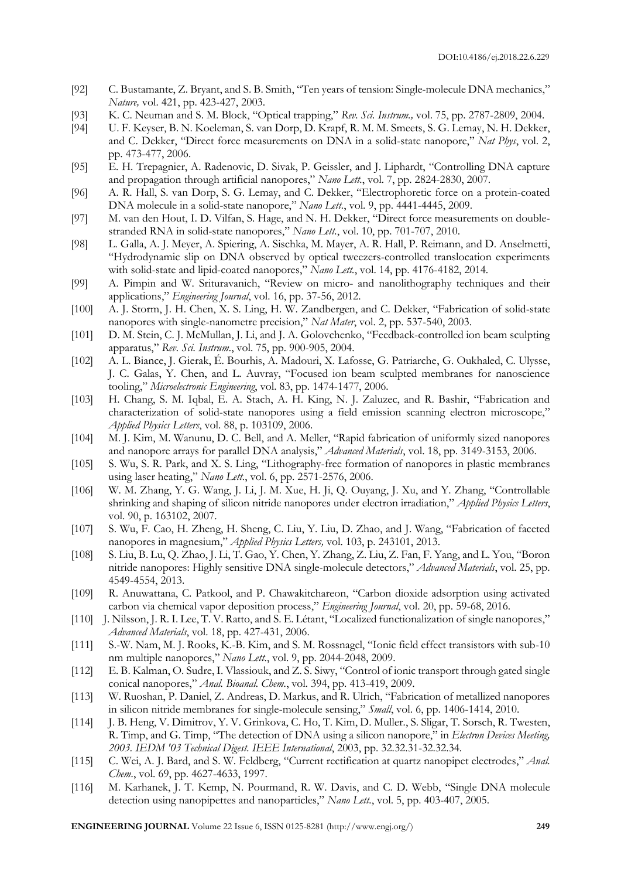[92] C. Bustamante, Z. Bryant, and S. B. Smith, "Ten years of tension: Single-molecule DNA mechanics," *Nature,* vol. 421, pp. 423-427, 2003.

[93] K. C. Neuman and S. M. Block, "Optical trapping," *Rev. Sci. Instrum.,* vol. 75, pp. 2787-2809, 2004.

[94] U. F. Keyser, B. N. Koeleman, S. van Dorp, D. Krapf, R. M. M. Smeets, S. G. Lemay, N. H. Dekker, and C. Dekker, "Direct force measurements on DNA in a solid-state nanopore," *Nat Phys*, vol. 2, pp. 473-477, 2006.

[95] E. H. Trepagnier, A. Radenovic, D. Sivak, P. Geissler, and J. Liphardt, "Controlling DNA capture and propagation through artificial nanopores," *Nano Lett.*, vol. 7, pp. 2824-2830, 2007.

[96] A. R. Hall, S. van Dorp, S. G. Lemay, and C. Dekker, "Electrophoretic force on a protein-coated DNA molecule in a solid-state nanopore," *Nano Lett.*, vol. 9, pp. 4441-4445, 2009.

[97] M. van den Hout, I. D. Vilfan, S. Hage, and N. H. Dekker, "Direct force measurements on double-stranded RNA in solid-state nanopores," *Nano Lett.*, vol. 10, pp. 701-707, 2010.

[98] L. Galla, A. J. Meyer, A. Spiering, A. Sischka, M. Mayer, A. R. Hall, P. Reimann, and D. Anselmetti, "Hydrodynamic slip on DNA observed by optical tweezers-controlled translocation experiments with solid-state and lipid-coated nanopores," *Nano Lett.*, vol. 14, pp. 4176-4182, 2014.

[99] A. Pimpin and W. Srituravanich, "Review on micro- and nanolithography techniques and their applications," *Engineering Journal*, vol. 16, pp. 37-56, 2012.

[100] A. J. Storm, J. H. Chen, X. S. Ling, H. W. Zandbergen, and C. Dekker, "Fabrication of solid-state nanopores with single-nanometre precision," *Nat Mater*, vol. 2, pp. 537-540, 2003.

[101] D. M. Stein, C. J. McMullan, J. Li, and J. A. Golovchenko, "Feedback-controlled ion beam sculpting apparatus," *Rev. Sci. Instrum.*, vol. 75, pp. 900-905, 2004.

[102] A. L. Biance, J. Gierak, É. Bourhis, A. Madouri, X. Lafosse, G. Patriarche, G. Oukhaled, C. Ulysse, J. C. Galas, Y. Chen, and L. Auvray, "Focused ion beam sculpted membranes for nanoscience tooling," *Microelectronic Engineering*, vol. 83, pp. 1474-1477, 2006.

[103] H. Chang, S. M. Iqbal, E. A. Stach, A. H. King, N. J. Zaluzec, and R. Bashir, "Fabrication and characterization of solid-state nanopores using a field emission scanning electron microscope," *Applied Physics Letters*, vol. 88, p. 103109, 2006.

[104] M. J. Kim, M. Wanunu, D. C. Bell, and A. Meller, "Rapid fabrication of uniformly sized nanopores and nanopore arrays for parallel DNA analysis," *Advanced Materials*, vol. 18, pp. 3149-3153, 2006.

[105] S. Wu, S. R. Park, and X. S. Ling, "Lithography-free formation of nanopores in plastic membranes using laser heating," *Nano Lett.*, vol. 6, pp. 2571-2576, 2006.

[106] W. M. Zhang, Y. G. Wang, J. Li, J. M. Xue, H. Ji, Q. Ouyang, J. Xu, and Y. Zhang, "Controllable shrinking and shaping of silicon nitride nanopores under electron irradiation," *Applied Physics Letters*, vol. 90, p. 163102, 2007.

[107] S. Wu, F. Cao, H. Zheng, H. Sheng, C. Liu, Y. Liu, D. Zhao, and J. Wang, "Fabrication of faceted nanopores in magnesium," *Applied Physics Letters,* vol. 103, p. 243101, 2013.

[108] S. Liu, B. Lu, Q. Zhao, J. Li, T. Gao, Y. Chen, Y. Zhang, Z. Liu, Z. Fan, F. Yang, and L. You, "Boron nitride nanopores: Highly sensitive DNA single-molecule detectors," *Advanced Materials*, vol. 25, pp. 4549-4554, 2013.

[109] R. Anuwattana, C. Patkool, and P. Chawakitchareon, "Carbon dioxide adsorption using activated carbon via chemical vapor deposition process," *Engineering Journal*, vol. 20, pp. 59-68, 2016.

[110] J. Nilsson, J. R. I. Lee, T. V. Ratto, and S. E. Létant, "Localized functionalization of single nanopores," *Advanced Materials*, vol. 18, pp. 427-431, 2006.

[111] S.-W. Nam, M. J. Rooks, K.-B. Kim, and S. M. Rossnagel, "Ionic field effect transistors with sub-10 nm multiple nanopores," *Nano Lett.*, vol. 9, pp. 2044-2048, 2009.

[112] E. B. Kalman, O. Sudre, I. Vlassiouk, and Z. S. Siwy, "Control of ionic transport through gated single conical nanopores," *Anal. Bioanal. Chem.*, vol. 394, pp. 413-419, 2009.

[113] W. Ruoshan, P. Daniel, Z. Andreas, D. Markus, and R. Ulrich, "Fabrication of metallized nanopores in silicon nitride membranes for single-molecule sensing," *Small*, vol. 6, pp. 1406-1414, 2010.

[114] J. B. Heng, V. Dimitrov, Y. V. Grinkova, C. Ho, T. Kim, D. Muller., S. Sligar, T. Sorsch, R. Twesten, R. Timp, and G. Timp, "The detection of DNA using a silicon nanopore," in *Electron Devices Meeting, 2003. IEDM '03 Technical Digest. IEEE International*, 2003, pp. 32.32.31-32.32.34.

[115] C. Wei, A. J. Bard, and S. W. Feldberg, "Current rectification at quartz nanopipet electrodes," *Anal. Chem.*, vol. 69, pp. 4627-4633, 1997.

[116] M. Karhanek, J. T. Kemp, N. Pourmand, R. W. Davis, and C. D. Webb, "Single DNA molecule detection using nanopipettes and nanoparticles," *Nano Lett.*, vol. 5, pp. 403-407, 2005.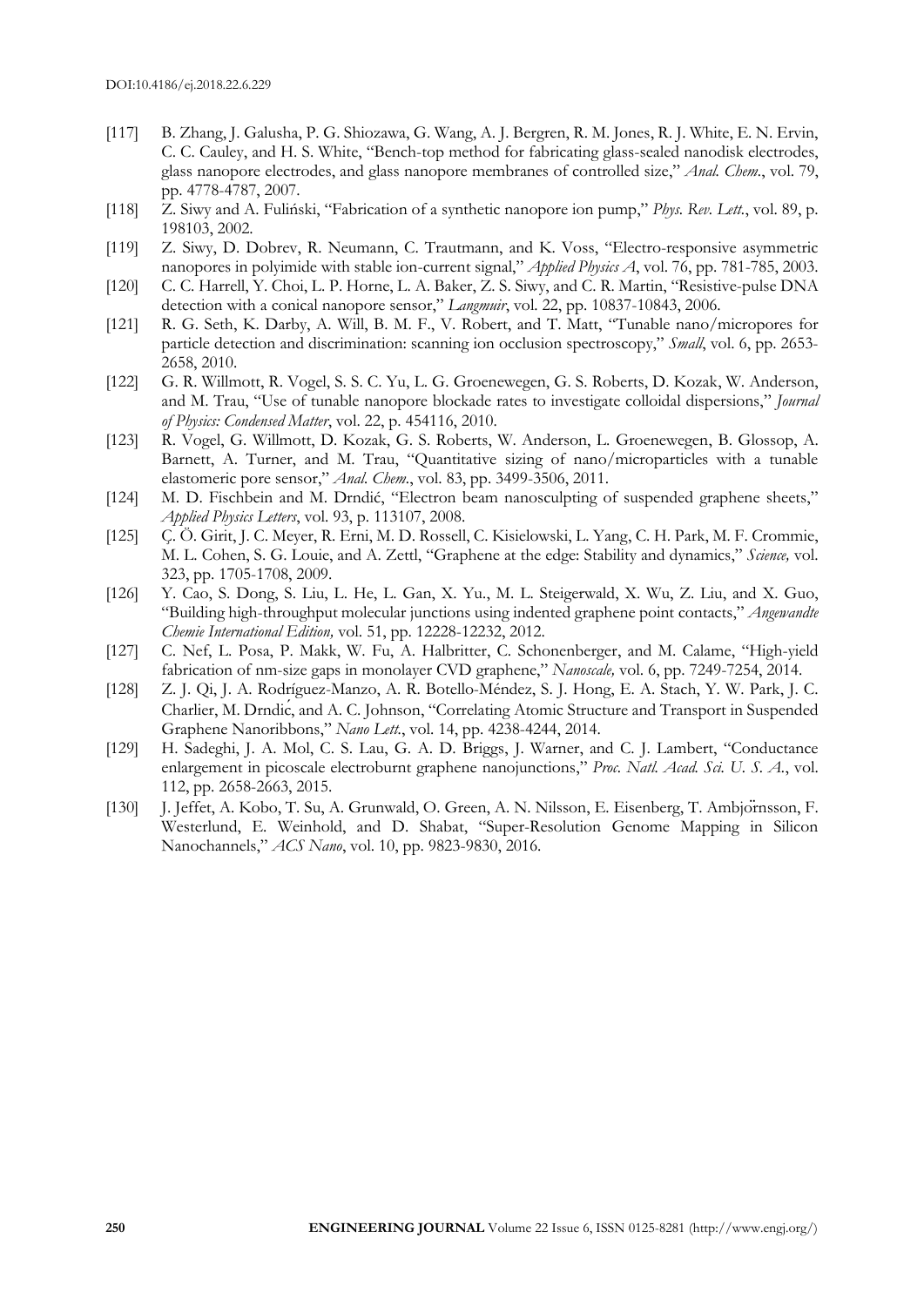[117] B. Zhang, J. Galusha, P. G. Shiozawa, G. Wang, A. J. Bergren, R. M. Jones, R. J. White, E. N. Ervin, C. C. Cauley, and H. S. White, "Bench-top method for fabricating glass-sealed nanodisk electrodes, glass nanopore electrodes, and glass nanopore membranes of controlled size," *Anal. Chem.*, vol. 79, pp. 4778-4787, 2007.

[118] Z. Siwy and A. Fuliński, "Fabrication of a synthetic nanopore ion pump," *Phys. Rev. Lett.*, vol. 89, p. 198103, 2002.

[119] Z. Siwy, D. Dobrev, R. Neumann, C. Trautmann, and K. Voss, "Electro-responsive asymmetric nanopores in polyimide with stable ion-current signal," *Applied Physics A*, vol. 76, pp. 781-785, 2003.

[120] C. C. Harrell, Y. Choi, L. P. Horne, L. A. Baker, Z. S. Siwy, and C. R. Martin, "Resistive-pulse DNA detection with a conical nanopore sensor," *Langmuir*, vol. 22, pp. 10837-10843, 2006.

[121] R. G. Seth, K. Darby, A. Will, B. M. F., V. Robert, and T. Matt, "Tunable nano/micropores for particle detection and discrimination: scanning ion occlusion spectroscopy," *Small*, vol. 6, pp. 2653-2658, 2010.

[122] G. R. Willmott, R. Vogel, S. S. C. Yu, L. G. Groenewegen, G. S. Roberts, D. Kozak, W. Anderson, and M. Trau, "Use of tunable nanopore blockade rates to investigate colloidal dispersions," *Journal of Physics: Condensed Matter*, vol. 22, p. 454116, 2010.

[123] R. Vogel, G. Willmott, D. Kozak, G. S. Roberts, W. Anderson, L. Groenewegen, B. Glossop, A. Barnett, A. Turner, and M. Trau, "Quantitative sizing of nano/microparticles with a tunable elastomeric pore sensor," *Anal. Chem.*, vol. 83, pp. 3499-3506, 2011.

[124] M. D. Fischbein and M. Drndić, "Electron beam nanosculpting of suspended graphene sheets," *Applied Physics Letters*, vol. 93, p. 113107, 2008.

[125] Ç. Ö. Girit, J. C. Meyer, R. Erni, M. D. Rossell, C. Kisielowski, L. Yang, C. H. Park, M. F. Crommie, M. L. Cohen, S. G. Louie, and A. Zettl, "Graphene at the edge: Stability and dynamics," *Science,* vol. 323, pp. 1705-1708, 2009.

[126] Y. Cao, S. Dong, S. Liu, L. He, L. Gan, X. Yu., M. L. Steigerwald, X. Wu, Z. Liu, and X. Guo, "Building high-throughput molecular junctions using indented graphene point contacts," *Angewandte Chemie International Edition,* vol. 51, pp. 12228-12232, 2012.

[127] C. Nef, L. Posa, P. Makk, W. Fu, A. Halbritter, C. Schonenberger, and M. Calame, "High-yield fabrication of nm-size gaps in monolayer CVD graphene," *Nanoscale,* vol. 6, pp. 7249-7254, 2014.

[128] Z. J. Qi, J. A. Rodríguez-Manzo, A. R. Botello-Méndez, S. J. Hong, E. A. Stach, Y. W. Park, J. C. Charlier, M. Drndić, and A. C. Johnson, "Correlating Atomic Structure and Transport in Suspended Graphene Nanoribbons," *Nano Lett.*, vol. 14, pp. 4238-4244, 2014.

[129] H. Sadeghi, J. A. Mol, C. S. Lau, G. A. D. Briggs, J. Warner, and C. J. Lambert, "Conductance enlargement in picoscale electroburnt graphene nanojunctions," *Proc. Natl. Acad. Sci. U. S. A.*, vol. 112, pp. 2658-2663, 2015.

[130] J. Jeffet, A. Kobo, T. Su, A. Grunwald, O. Green, A. N. Nilsson, E. Eisenberg, T. Ambjörnsson, F. Westerlund, E. Weinhold, and D. Shabat, "Super-Resolution Genome Mapping in Silicon Nanochannels," *ACS Nano*, vol. 10, pp. 9823-9830, 2016.